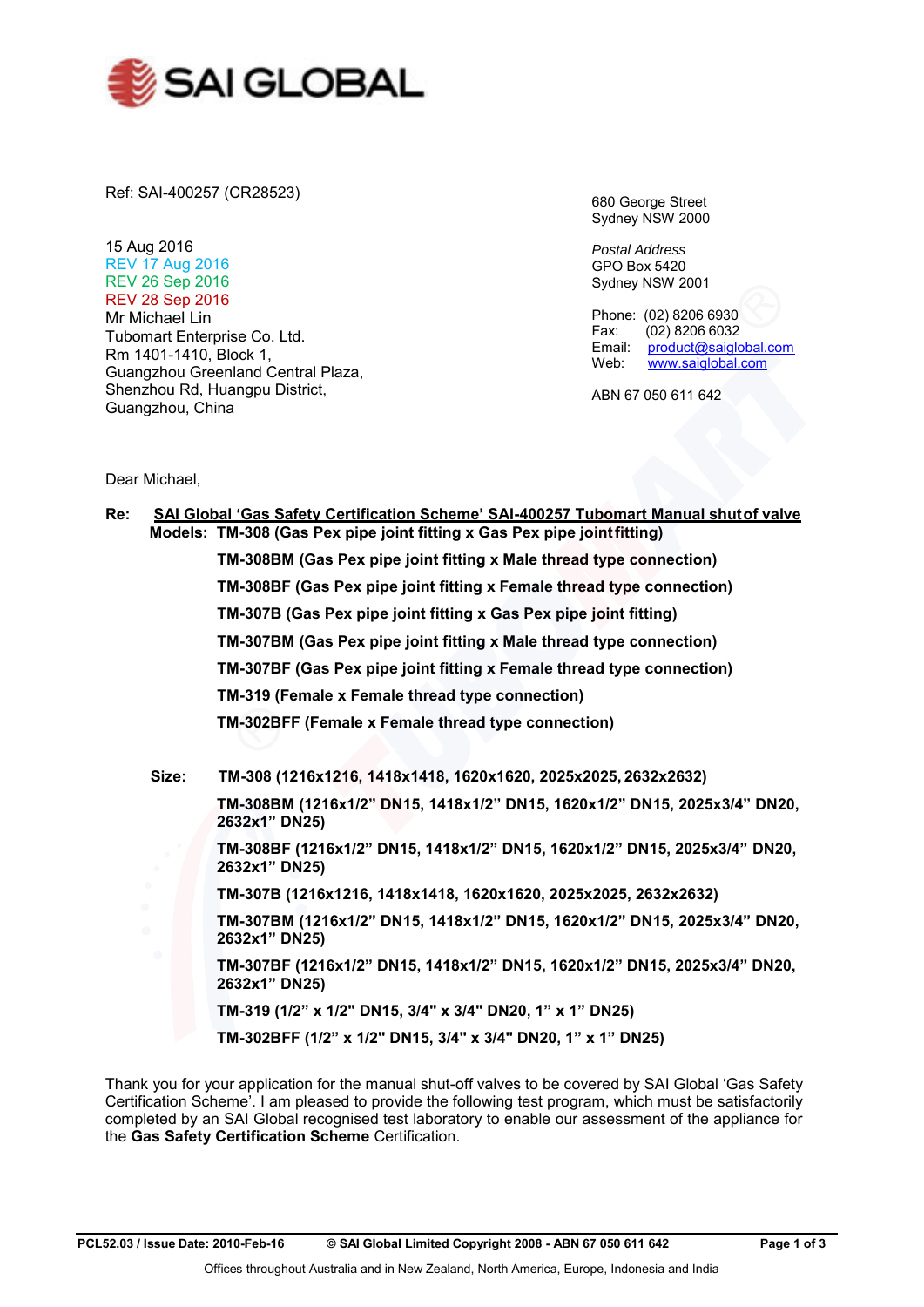SAI GLOBAL

Ref: SAI-400257 (CR28523)

15 Aug 2016
REV 17 Aug 2016
REV 26 Sep 2016
REV 28 Sep 2016
Mr Michael Lin
Tubomart Enterprise Co. Ltd.
Rm 1401-1410, Block 1,
Guangzhou Greenland Central Plaza,
Shenzhou Rd, Huangpu District,
Guangzhou, China

680 George Street
Sydney NSW 2000

*Postal Address*
GPO Box 5420
Sydney NSW 2001

Phone: (02) 8206 6930
Fax: (02) 8206 6032
Email: product@saiglobal.com
Web: www.saiglobal.com

ABN 67 050 611 642

Dear Michael,

**Re: SAI Global 'Gas Safety Certification Scheme' SAI-400257 Tubomart Manual shut of valve**

**Models:**
- **TM-308 (Gas Pex pipe joint fitting x Gas Pex pipe joint fitting)**
- **TM-308BM (Gas Pex pipe joint fitting x Male thread type connection)**
- **TM-308BF (Gas Pex pipe joint fitting x Female thread type connection)**
- **TM-307B (Gas Pex pipe joint fitting x Gas Pex pipe joint fitting)**
- **TM-307BM (Gas Pex pipe joint fitting x Male thread type connection)**
- **TM-307BF (Gas Pex pipe joint fitting x Female thread type connection)**
- **TM-319 (Female x Female thread type connection)**
- **TM-302BFF (Female x Female thread type connection)**

**Size:**
- **TM-308 (1216x1216, 1418x1418, 1620x1620, 2025x2025, 2632x2632)**
- **TM-308BM (1216x1/2" DN15, 1418x1/2" DN15, 1620x1/2" DN15, 2025x3/4" DN20, 2632x1" DN25)**
- **TM-308BF (1216x1/2" DN15, 1418x1/2" DN15, 1620x1/2" DN15, 2025x3/4" DN20, 2632x1" DN25)**
- **TM-307B (1216x1216, 1418x1418, 1620x1620, 2025x2025, 2632x2632)**
- **TM-307BM (1216x1/2" DN15, 1418x1/2" DN15, 1620x1/2" DN15, 2025x3/4" DN20, 2632x1" DN25)**
- **TM-307BF (1216x1/2" DN15, 1418x1/2" DN15, 1620x1/2" DN15, 2025x3/4" DN20, 2632x1" DN25)**
- **TM-319 (1/2" x 1/2" DN15, 3/4" x 3/4" DN20, 1" x 1" DN25)**
- **TM-302BFF (1/2" x 1/2" DN15, 3/4" x 3/4" DN20, 1" x 1" DN25)**

Thank you for your application for the manual shut-off valves to be covered by SAI Global 'Gas Safety Certification Scheme'. I am pleased to provide the following test program, which must be satisfactorily completed by an SAI Global recognised test laboratory to enable our assessment of the appliance for the **Gas Safety Certification Scheme** Certification.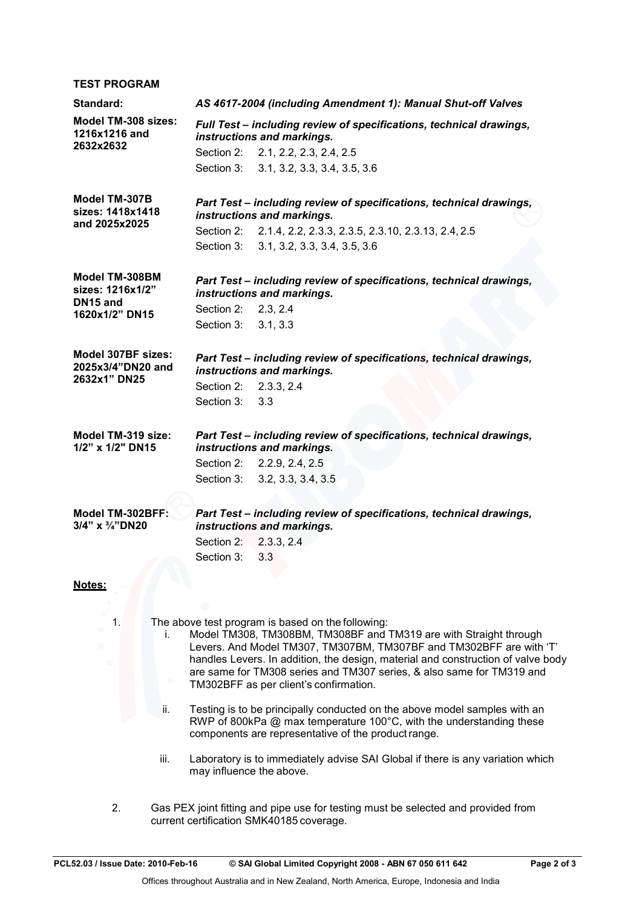**TEST PROGRAM**

| | |
|---|---|
| **Standard:** | ***AS 4617-2004 (including Amendment 1): Manual Shut-off Valves*** |
| **Model TM-308 sizes: 1216x1216 and 2632x2632** | ***Full Test – including review of specifications, technical drawings, instructions and markings.***<br>Section 2: 2.1, 2.2, 2.3, 2.4, 2.5<br>Section 3: 3.1, 3.2, 3.3, 3.4, 3.5, 3.6 |
| **Model TM-307B sizes: 1418x1418 and 2025x2025** | ***Part Test – including review of specifications, technical drawings, instructions and markings.***<br>Section 2: 2.1.4, 2.2, 2.3.3, 2.3.5, 2.3.10, 2.3.13, 2.4, 2.5<br>Section 3: 3.1, 3.2, 3.3, 3.4, 3.5, 3.6 |
| **Model TM-308BM sizes: 1216x1/2" DN15 and 1620x1/2" DN15** | ***Part Test – including review of specifications, technical drawings, instructions and markings.***<br>Section 2: 2.3, 2.4<br>Section 3: 3.1, 3.3 |
| **Model 307BF sizes: 2025x3/4"DN20 and 2632x1" DN25** | ***Part Test – including review of specifications, technical drawings, instructions and markings.***<br>Section 2: 2.3.3, 2.4<br>Section 3: 3.3 |
| **Model TM-319 size: 1/2" x 1/2" DN15** | ***Part Test – including review of specifications, technical drawings, instructions and markings.***<br>Section 2: 2.2.9, 2.4, 2.5<br>Section 3: 3.2, 3.3, 3.4, 3.5 |
| **Model TM-302BFF: 3/4" x ¾"DN20** | ***Part Test – including review of specifications, technical drawings, instructions and markings.***<br>Section 2: 2.3.3, 2.4<br>Section 3: 3.3 |

**Notes:**

1. The above test program is based on the following:
   i. Model TM308, TM308BM, TM308BF and TM319 are with Straight through Levers. And Model TM307, TM307BM, TM307BF and TM302BFF are with 'T' handles Levers. In addition, the design, material and construction of valve body are same for TM308 series and TM307 series, & also same for TM319 and TM302BFF as per client's confirmation.
   
   ii. Testing is to be principally conducted on the above model samples with an RWP of 800kPa @ max temperature 100°C, with the understanding these components are representative of the product range.
   
   iii. Laboratory is to immediately advise SAI Global if there is any variation which may influence the above.

2. Gas PEX joint fitting and pipe use for testing must be selected and provided from current certification SMK40185 coverage.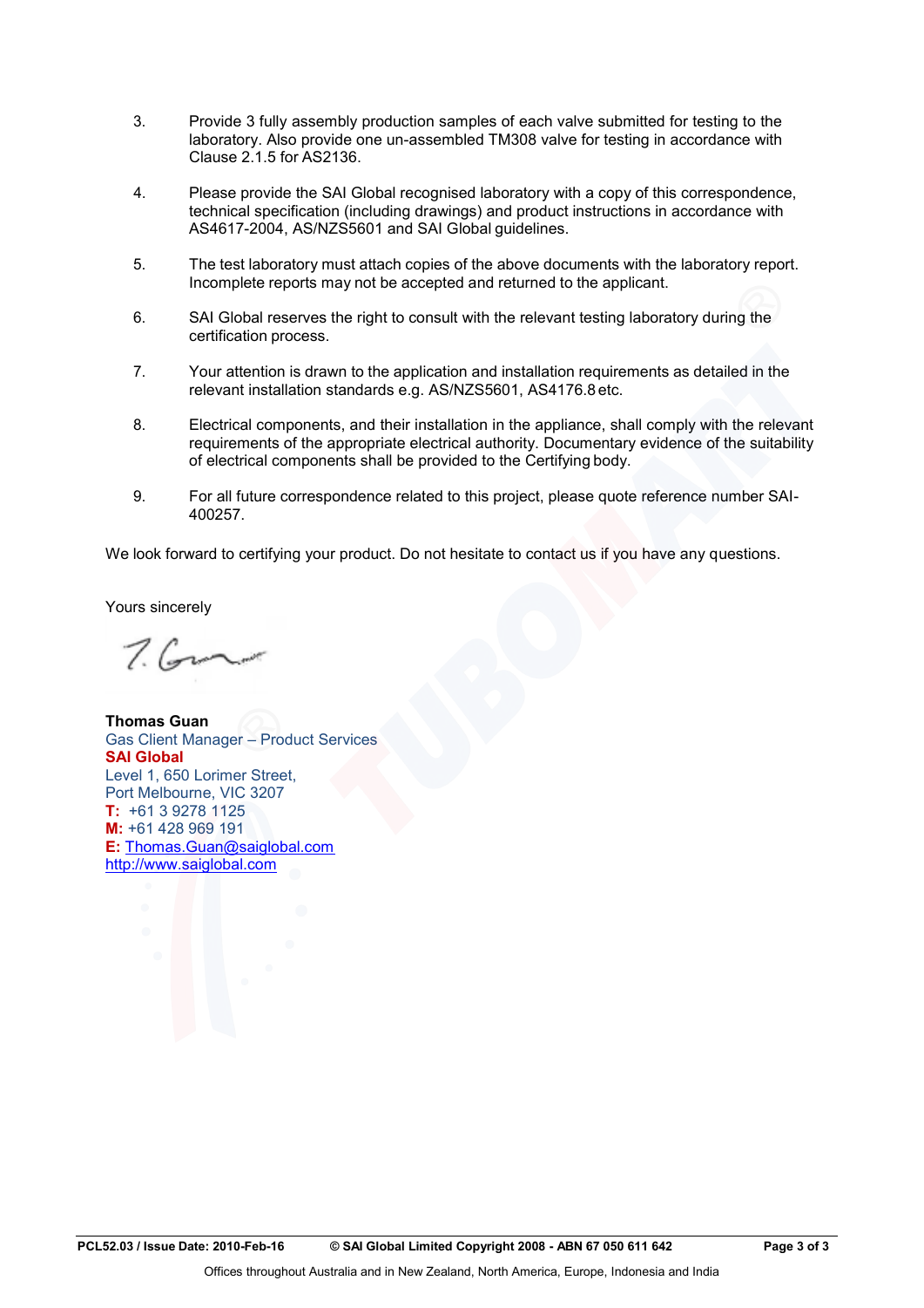3. Provide 3 fully assembly production samples of each valve submitted for testing to the laboratory. Also provide one un-assembled TM308 valve for testing in accordance with Clause 2.1.5 for AS2136.

4. Please provide the SAI Global recognised laboratory with a copy of this correspondence, technical specification (including drawings) and product instructions in accordance with AS4617-2004, AS/NZS5601 and SAI Global guidelines.

5. The test laboratory must attach copies of the above documents with the laboratory report. Incomplete reports may not be accepted and returned to the applicant.

6. SAI Global reserves the right to consult with the relevant testing laboratory during the certification process.

7. Your attention is drawn to the application and installation requirements as detailed in the relevant installation standards e.g. AS/NZS5601, AS4176.8 etc.

8. Electrical components, and their installation in the appliance, shall comply with the relevant requirements of the appropriate electrical authority. Documentary evidence of the suitability of electrical components shall be provided to the Certifying body.

9. For all future correspondence related to this project, please quote reference number SAI-400257.

We look forward to certifying your product. Do not hesitate to contact us if you have any questions.

Yours sincerely

**Thomas Guan**
Gas Client Manager – Product Services
**SAI Global**
Level 1, 650 Lorimer Street,
Port Melbourne, VIC 3207
**T:** +61 3 9278 1125
**M:** +61 428 969 191
**E:** Thomas.Guan@saiglobal.com
http://www.saiglobal.com

PCL52.03 / Issue Date: 2010-Feb-16 © SAI Global Limited Copyright 2008 - ABN 67 050 611 642

Offices throughout Australia and in New Zealand, North America, Europe, Indonesia and India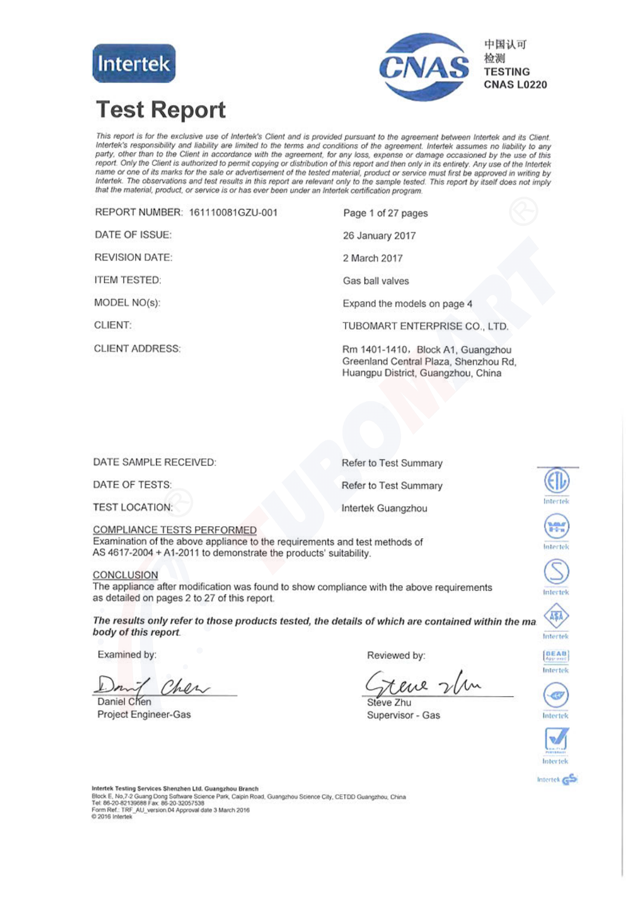Intertek

CNAS 中国认可 检测 TESTING CNAS L0220

# Test Report

*This report is for the exclusive use of Intertek's Client and is provided pursuant to the agreement between Intertek and its Client. Intertek's responsibility and liability are limited to the terms and conditions of the agreement. Intertek assumes no liability to any party, other than to the Client in accordance with the agreement, for any loss, expense or damage occasioned by the use of this report. Only the Client is authorized to permit copying or distribution of this report and then only in its entirety. Any use of the Intertek name or one of its marks for the sale or advertisement of the tested material, product or service must first be approved in writing by Intertek. The observations and test results in this report are relevant only to the sample tested. This report by itself does not imply that the material, product, or service is or has ever been under an Intertek certification program.*

| | |
|---|---|
| REPORT NUMBER: 161110081GZU-001 | Page 1 of 27 pages |
| DATE OF ISSUE: | 26 January 2017 |
| REVISION DATE: | 2 March 2017 |
| ITEM TESTED: | Gas ball valves |
| MODEL NO(s): | Expand the models on page 4 |
| CLIENT: | TUBOMART ENTERPRISE CO., LTD. |
| CLIENT ADDRESS: | Rm 1401-1410，Block A1, Guangzhou Greenland Central Plaza, Shenzhou Rd, Huangpu District, Guangzhou, China |
| DATE SAMPLE RECEIVED: | Refer to Test Summary |
| DATE OF TESTS: | Refer to Test Summary |
| TEST LOCATION: | Intertek Guangzhou |

COMPLIANCE TESTS PERFORMED

Examination of the above appliance to the requirements and test methods of AS 4617-2004 + A1-2011 to demonstrate the products' suitability.

CONCLUSION

The appliance after modification was found to show compliance with the above requirements as detailed on pages 2 to 27 of this report.

***The results only refer to those products tested, the details of which are contained within the main body of this report.***

Examined by:

Daniel Chen
Project Engineer-Gas

Reviewed by:

Steve Zhu
Supervisor - Gas

**Intertek Testing Services Shenzhen Ltd. Guangzhou Branch**
Block E, No.7-2 Guang Dong Software Science Park, Caipin Road, Guangzhou Science City, CETDD Guangzhou, China
Tel: 86-20-82139688 Fax: 86-20-32057538
Form Ref.: TRF_AU_version.04 Approval date 3 March 2016
© 2016 Intertek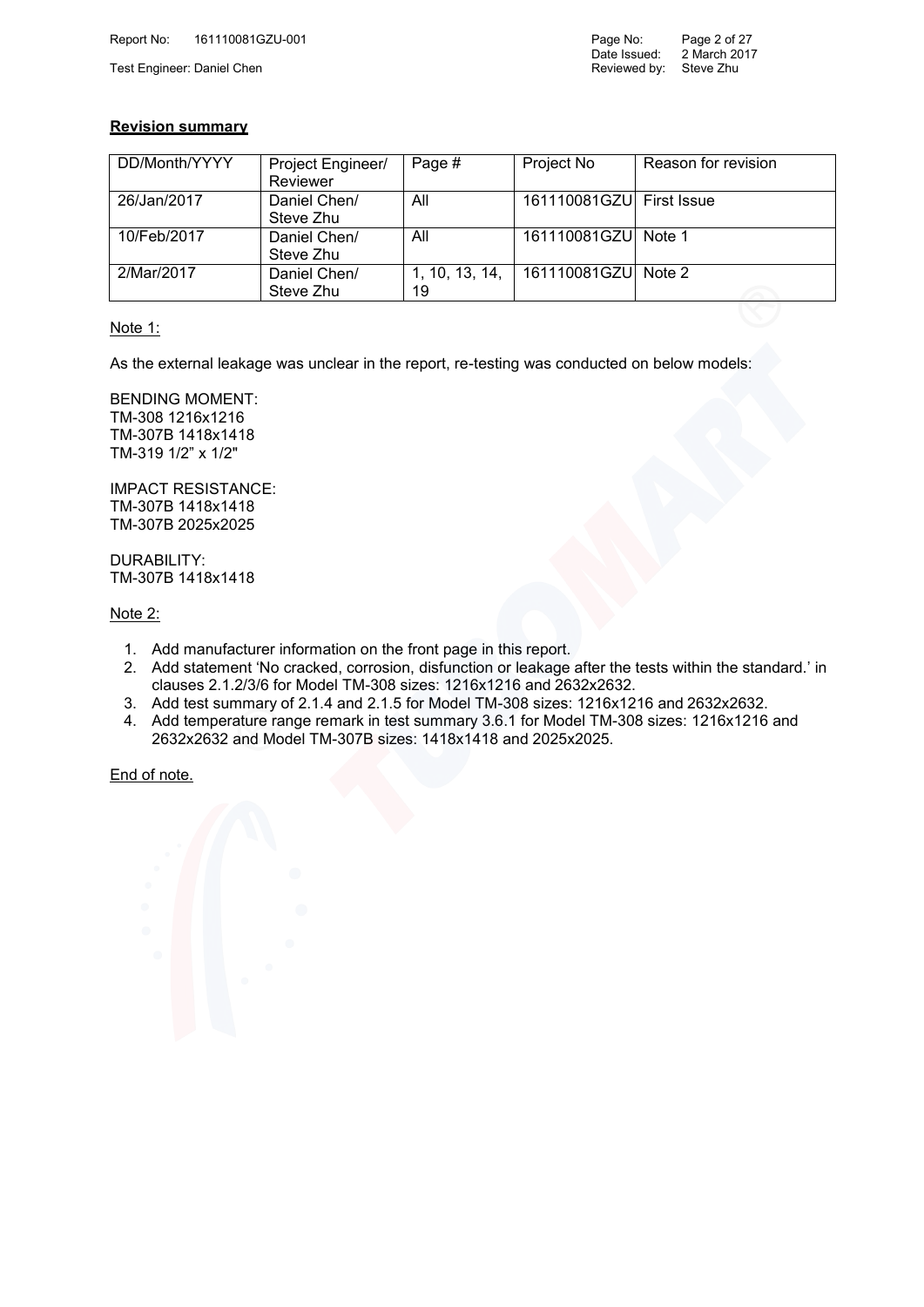## Revision summary

| DD/Month/YYYY | Project Engineer/ Reviewer | Page # | Project No | Reason for revision |
|---|---|---|---|---|
| 26/Jan/2017 | Daniel Chen/ Steve Zhu | All | 161110081GZU | First Issue |
| 10/Feb/2017 | Daniel Chen/ Steve Zhu | All | 161110081GZU | Note 1 |
| 2/Mar/2017 | Daniel Chen/ Steve Zhu | 1, 10, 13, 14, 19 | 161110081GZU | Note 2 |

Note 1:

As the external leakage was unclear in the report, re-testing was conducted on below models:

BENDING MOMENT:
TM-308 1216x1216
TM-307B 1418x1418
TM-319 1/2" x 1/2"

IMPACT RESISTANCE:
TM-307B 1418x1418
TM-307B 2025x2025

DURABILITY:
TM-307B 1418x1418

Note 2:

1. Add manufacturer information on the front page in this report.
2. Add statement 'No cracked, corrosion, disfunction or leakage after the tests within the standard.' in clauses 2.1.2/3/6 for Model TM-308 sizes: 1216x1216 and 2632x2632.
3. Add test summary of 2.1.4 and 2.1.5 for Model TM-308 sizes: 1216x1216 and 2632x2632.
4. Add temperature range remark in test summary 3.6.1 for Model TM-308 sizes: 1216x1216 and 2632x2632 and Model TM-307B sizes: 1418x1418 and 2025x2025.

End of note.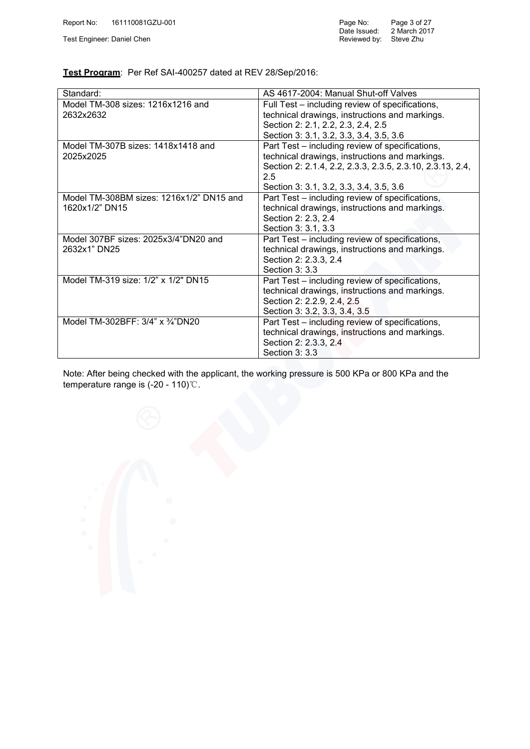**Test Program**: Per Ref SAI-400257 dated at REV 28/Sep/2016:

| Standard: | AS 4617-2004: Manual Shut-off Valves |
| --- | --- |
| Model TM-308 sizes: 1216x1216 and 2632x2632 | Full Test – including review of specifications, technical drawings, instructions and markings.<br>Section 2: 2.1, 2.2, 2.3, 2.4, 2.5<br>Section 3: 3.1, 3.2, 3.3, 3.4, 3.5, 3.6 |
| Model TM-307B sizes: 1418x1418 and 2025x2025 | Part Test – including review of specifications, technical drawings, instructions and markings.<br>Section 2: 2.1.4, 2.2, 2.3.3, 2.3.5, 2.3.10, 2.3.13, 2.4, 2.5<br>Section 3: 3.1, 3.2, 3.3, 3.4, 3.5, 3.6 |
| Model TM-308BM sizes: 1216x1/2" DN15 and 1620x1/2" DN15 | Part Test – including review of specifications, technical drawings, instructions and markings.<br>Section 2: 2.3, 2.4<br>Section 3: 3.1, 3.3 |
| Model 307BF sizes: 2025x3/4"DN20 and 2632x1" DN25 | Part Test – including review of specifications, technical drawings, instructions and markings.<br>Section 2: 2.3.3, 2.4<br>Section 3: 3.3 |
| Model TM-319 size: 1/2" x 1/2" DN15 | Part Test – including review of specifications, technical drawings, instructions and markings.<br>Section 2: 2.2.9, 2.4, 2.5<br>Section 3: 3.2, 3.3, 3.4, 3.5 |
| Model TM-302BFF: 3/4" x ¾"DN20 | Part Test – including review of specifications, technical drawings, instructions and markings.<br>Section 2: 2.3.3, 2.4<br>Section 3: 3.3 |

Note: After being checked with the applicant, the working pressure is 500 KPa or 800 KPa and the temperature range is (-20 - 110)℃.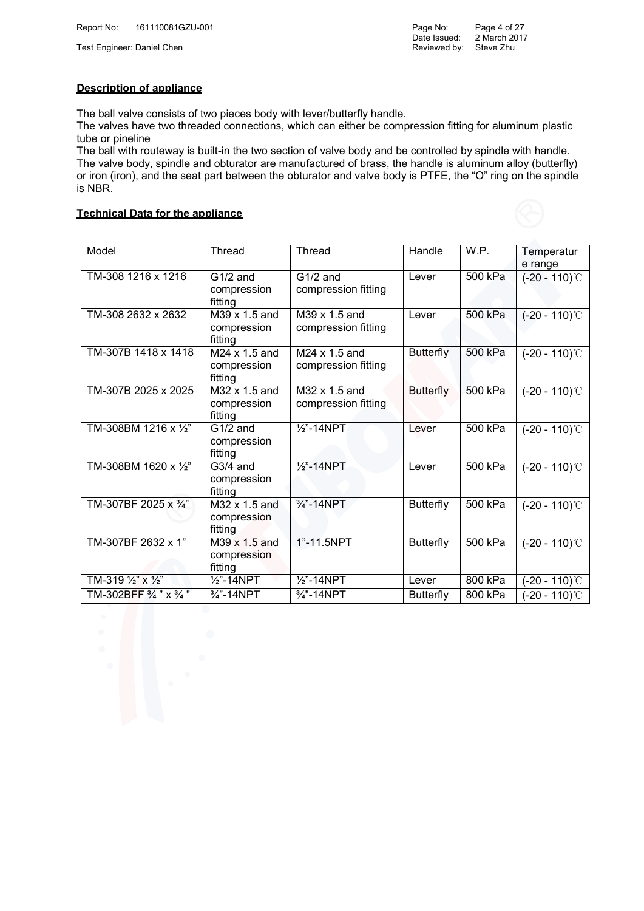## Description of appliance

The ball valve consists of two pieces body with lever/butterfly handle.
The valves have two threaded connections, which can either be compression fitting for aluminum plastic tube or pipeline
The ball with routeway is built-in the two section of valve body and be controlled by spindle with handle.
The valve body, spindle and obturator are manufactured of brass, the handle is aluminum alloy (butterfly) or iron (iron), and the seat part between the obturator and valve body is PTFE, the "O" ring on the spindle is NBR.

## Technical Data for the appliance

| Model | Thread | Thread | Handle | W.P. | Temperature range |
|---|---|---|---|---|---|
| TM-308 1216 x 1216 | G1/2 and compression fitting | G1/2 and compression fitting | Lever | 500 kPa | (-20 - 110)℃ |
| TM-308 2632 x 2632 | M39 x 1.5 and compression fitting | M39 x 1.5 and compression fitting | Lever | 500 kPa | (-20 - 110)℃ |
| TM-307B 1418 x 1418 | M24 x 1.5 and compression fitting | M24 x 1.5 and compression fitting | Butterfly | 500 kPa | (-20 - 110)℃ |
| TM-307B 2025 x 2025 | M32 x 1.5 and compression fitting | M32 x 1.5 and compression fitting | Butterfly | 500 kPa | (-20 - 110)℃ |
| TM-308BM 1216 x ½" | G1/2 and compression fitting | ½"-14NPT | Lever | 500 kPa | (-20 - 110)℃ |
| TM-308BM 1620 x ½" | G3/4 and compression fitting | ½"-14NPT | Lever | 500 kPa | (-20 - 110)℃ |
| TM-307BF 2025 x ¾" | M32 x 1.5 and compression fitting | ¾"-14NPT | Butterfly | 500 kPa | (-20 - 110)℃ |
| TM-307BF 2632 x 1" | M39 x 1.5 and compression fitting | 1"-11.5NPT | Butterfly | 500 kPa | (-20 - 110)℃ |
| TM-319 ½" x ½" | ½"-14NPT | ½"-14NPT | Lever | 800 kPa | (-20 - 110)℃ |
| TM-302BFF ¾ " x ¾ " | ¾"-14NPT | ¾"-14NPT | Butterfly | 800 kPa | (-20 - 110)℃ |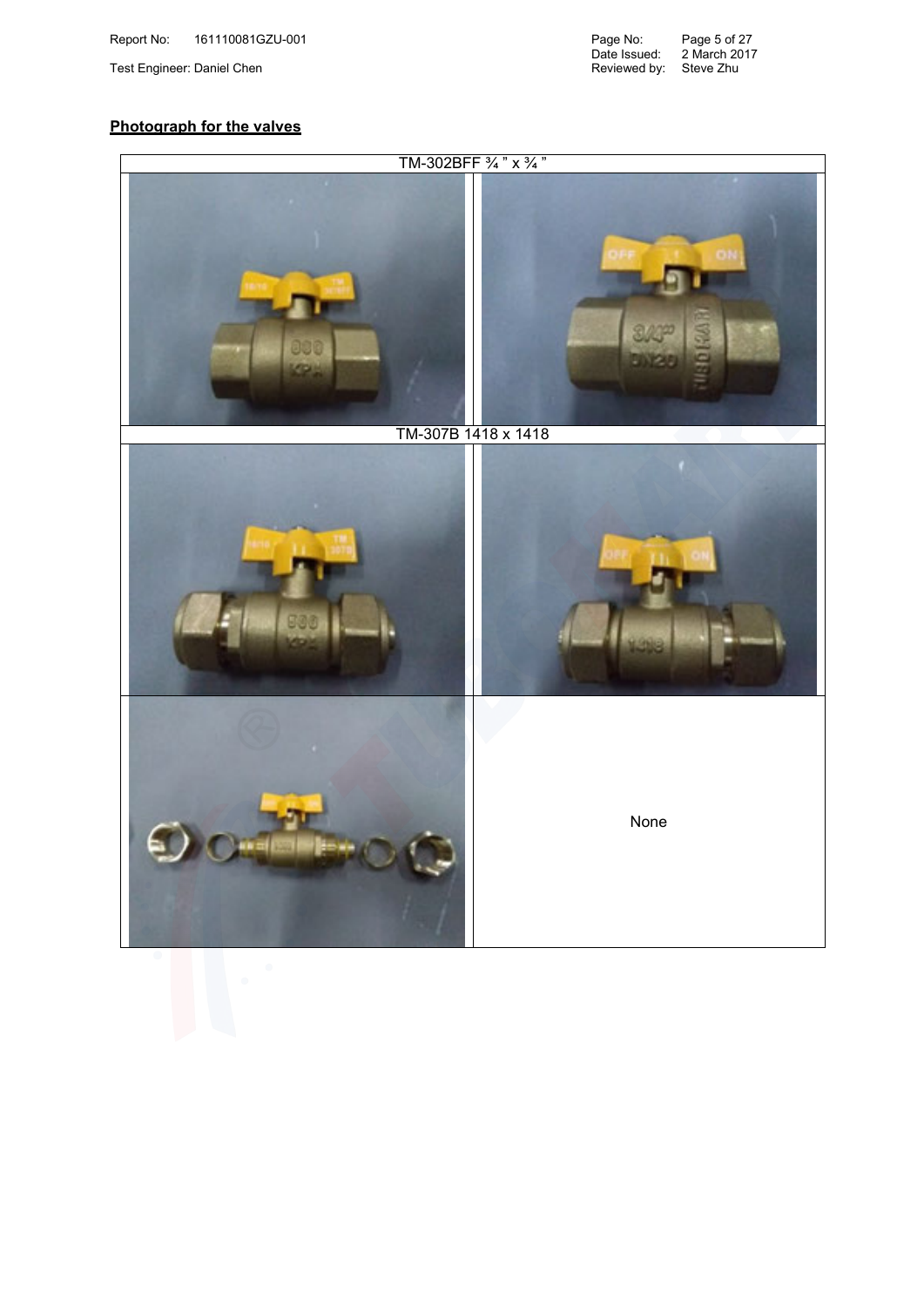## Photograph for the valves

| TM-302BFF ¾ " x ¾ " | |
|---|---|
| | |
| TM-307B 1418 x 1418 | |
| | |
| | None |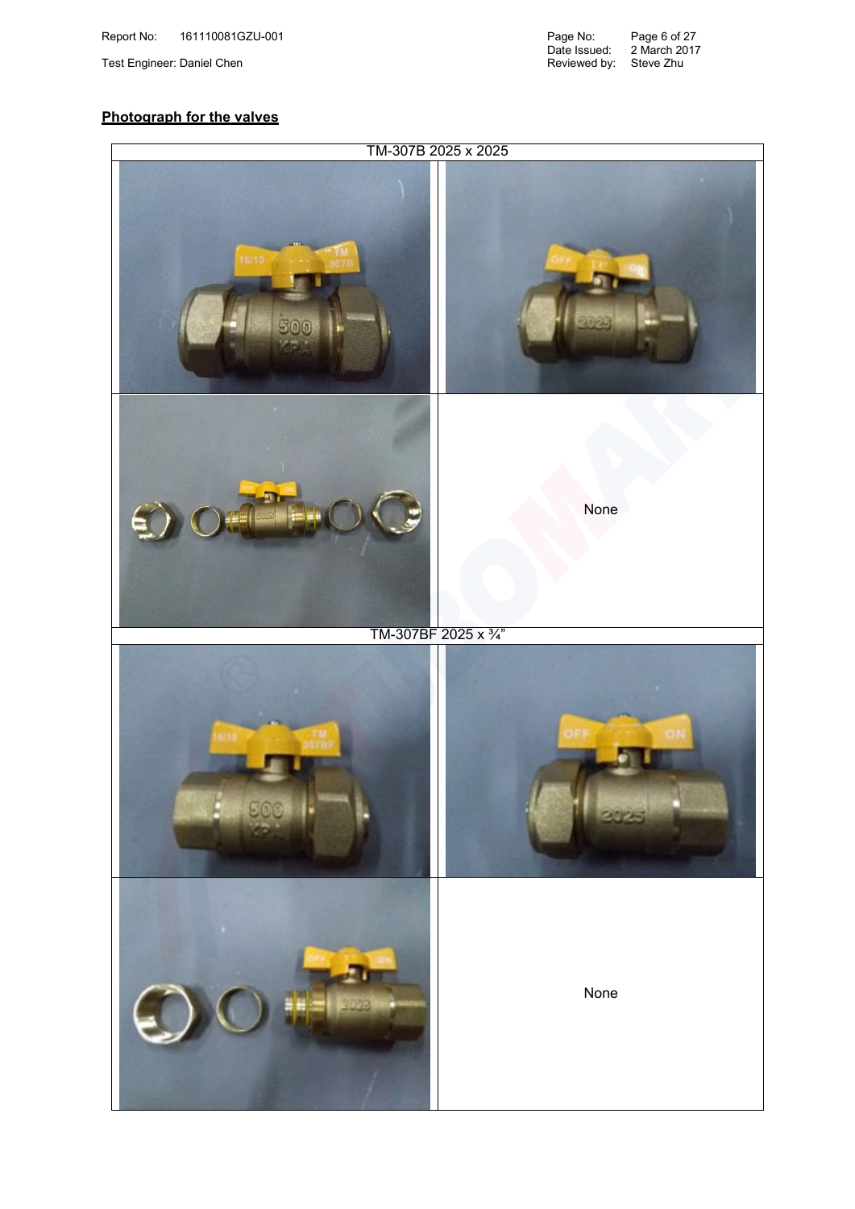## Photograph for the valves

| TM-307B 2025 x 2025 | |
| --- | --- |
| | |
| | None |
| **TM-307BF 2025 x ¾"** | |
| | |
| | None |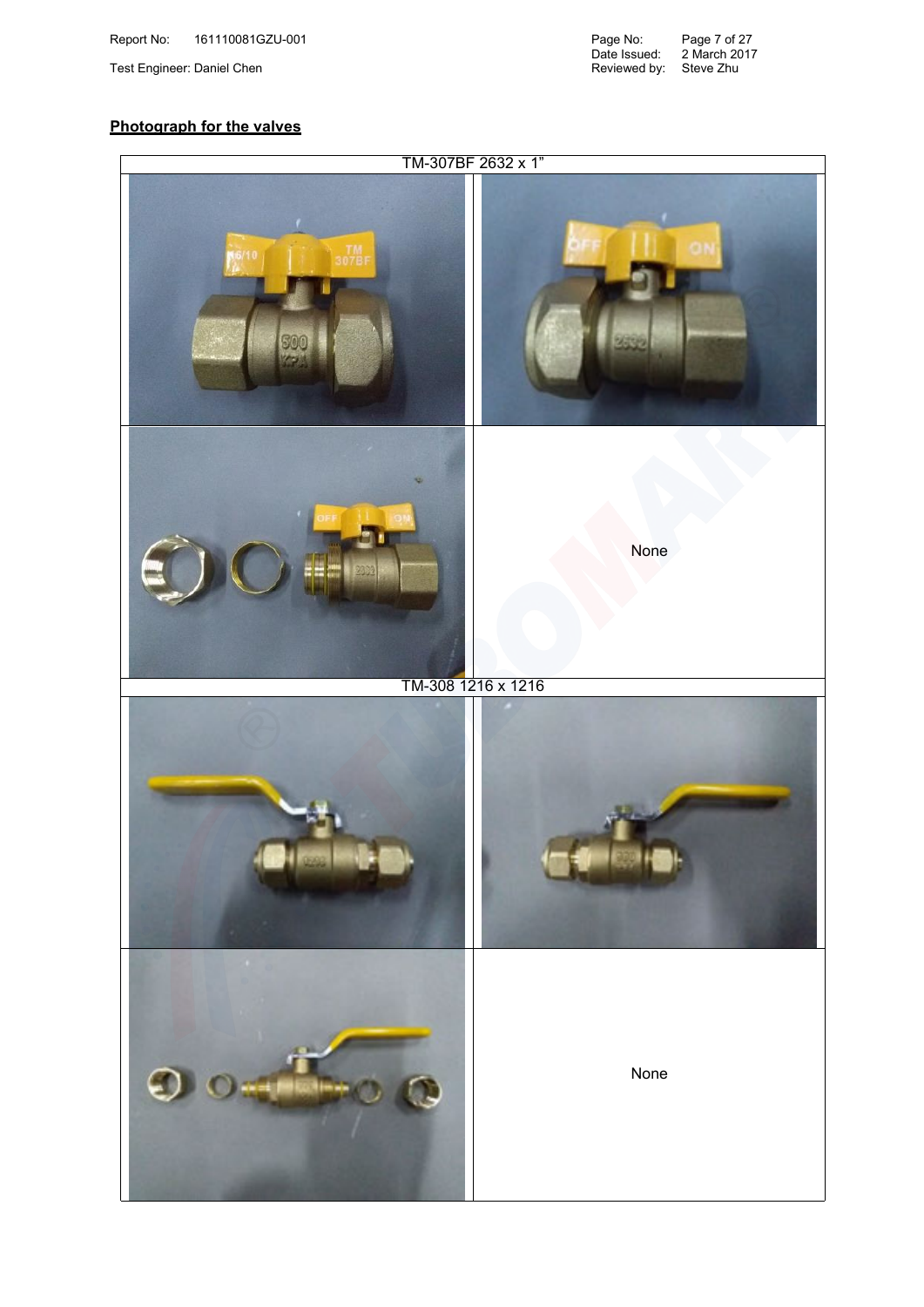**Photograph for the valves**

| TM-307BF 2632 x 1" | |
|---|---|
| | |
| | None |
| **TM-308 1216 x 1216** | |
| | |
| | None |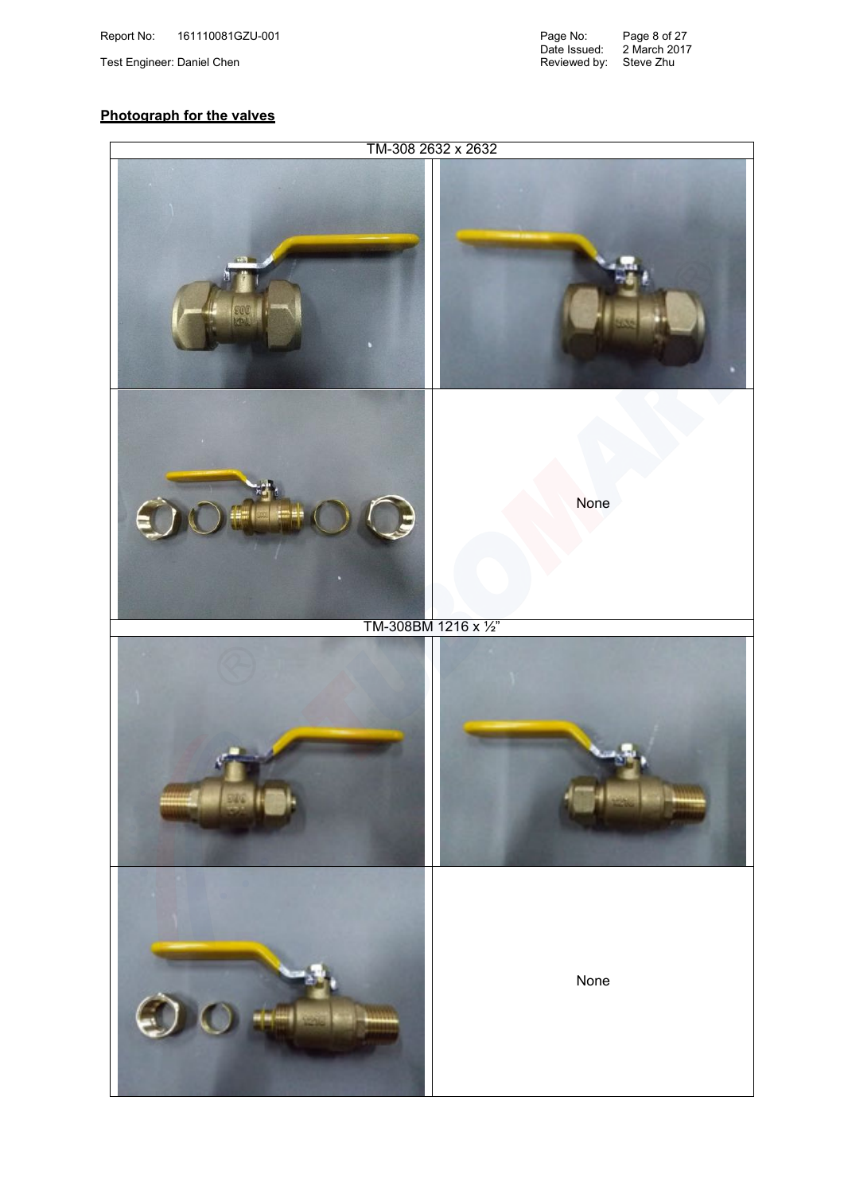## Photograph for the valves

| TM-308 2632 x 2632 | |
|---|---|
| | |
| | None |
| TM-308BM 1216 x ½" | |
| | |
| | None |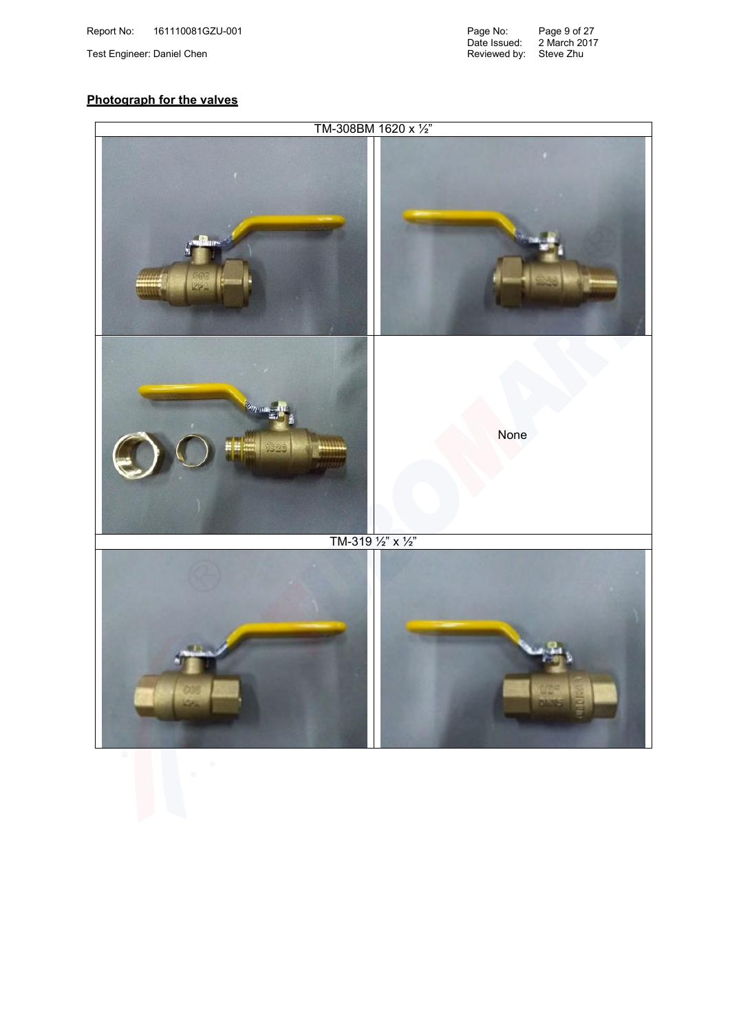**Photograph for the valves**

| TM-308BM 1620 x ½” | |
|---|---|
| | |
| | None |
| TM-319 ½” x ½” | |
| | |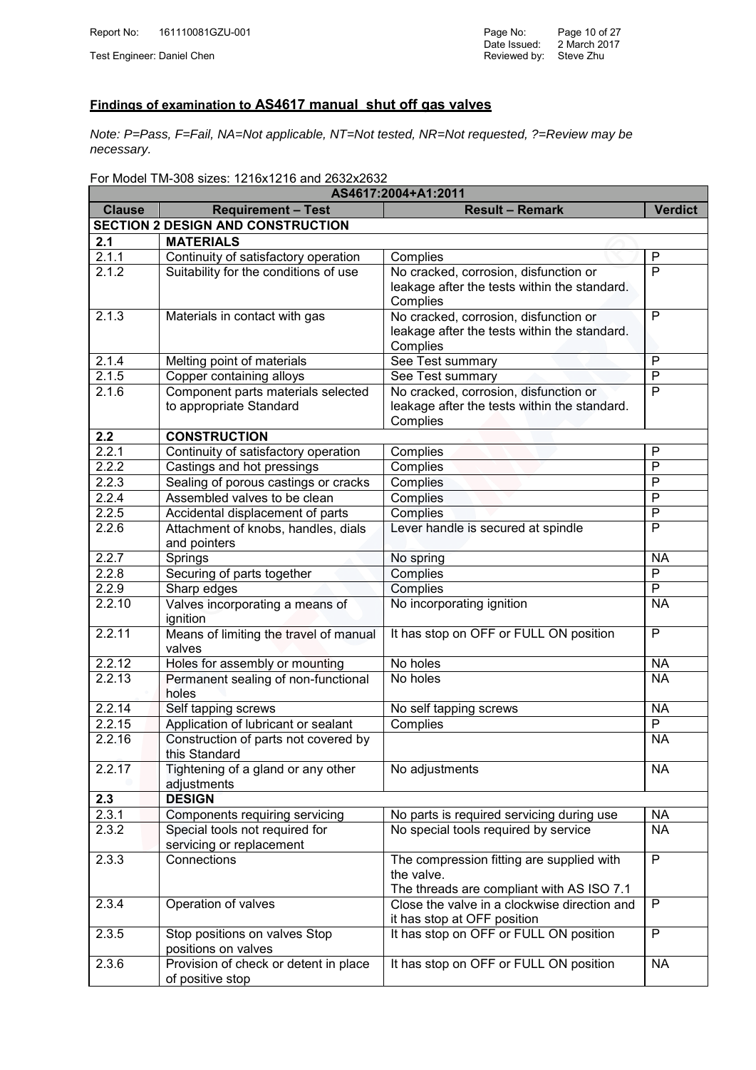## Findings of examination to AS4617 manual shut off gas valves

*Note: P=Pass, F=Fail, NA=Not applicable, NT=Not tested, NR=Not requested, ?=Review may be necessary.*

For Model TM-308 sizes: 1216x1216 and 2632x2632

| AS4617:2004+A1:2011 | | | |
|---|---|---|---|
| **Clause** | **Requirement – Test** | **Result – Remark** | **Verdict** |
| **SECTION 2 DESIGN AND CONSTRUCTION** | | | |
| **2.1** | **MATERIALS** | | |
| 2.1.1 | Continuity of satisfactory operation | Complies | P |
| 2.1.2 | Suitability for the conditions of use | No cracked, corrosion, disfunction or leakage after the tests within the standard. Complies | P |
| 2.1.3 | Materials in contact with gas | No cracked, corrosion, disfunction or leakage after the tests within the standard. Complies | P |
| 2.1.4 | Melting point of materials | See Test summary | P |
| 2.1.5 | Copper containing alloys | See Test summary | P |
| 2.1.6 | Component parts materials selected to appropriate Standard | No cracked, corrosion, disfunction or leakage after the tests within the standard. Complies | P |
| **2.2** | **CONSTRUCTION** | | |
| 2.2.1 | Continuity of satisfactory operation | Complies | P |
| 2.2.2 | Castings and hot pressings | Complies | P |
| 2.2.3 | Sealing of porous castings or cracks | Complies | P |
| 2.2.4 | Assembled valves to be clean | Complies | P |
| 2.2.5 | Accidental displacement of parts | Complies | P |
| 2.2.6 | Attachment of knobs, handles, dials and pointers | Lever handle is secured at spindle | P |
| 2.2.7 | Springs | No spring | NA |
| 2.2.8 | Securing of parts together | Complies | P |
| 2.2.9 | Sharp edges | Complies | P |
| 2.2.10 | Valves incorporating a means of ignition | No incorporating ignition | NA |
| 2.2.11 | Means of limiting the travel of manual valves | It has stop on OFF or FULL ON position | P |
| 2.2.12 | Holes for assembly or mounting | No holes | NA |
| 2.2.13 | Permanent sealing of non-functional holes | No holes | NA |
| 2.2.14 | Self tapping screws | No self tapping screws | NA |
| 2.2.15 | Application of lubricant or sealant | Complies | P |
| 2.2.16 | Construction of parts not covered by this Standard | | NA |
| 2.2.17 | Tightening of a gland or any other adjustments | No adjustments | NA |
| **2.3** | **DESIGN** | | |
| 2.3.1 | Components requiring servicing | No parts is required servicing during use | NA |
| 2.3.2 | Special tools not required for servicing or replacement | No special tools required by service | NA |
| 2.3.3 | Connections | The compression fitting are supplied with the valve. The threads are compliant with AS ISO 7.1 | P |
| 2.3.4 | Operation of valves | Close the valve in a clockwise direction and it has stop at OFF position | P |
| 2.3.5 | Stop positions on valves Stop positions on valves | It has stop on OFF or FULL ON position | P |
| 2.3.6 | Provision of check or detent in place of positive stop | It has stop on OFF or FULL ON position | NA |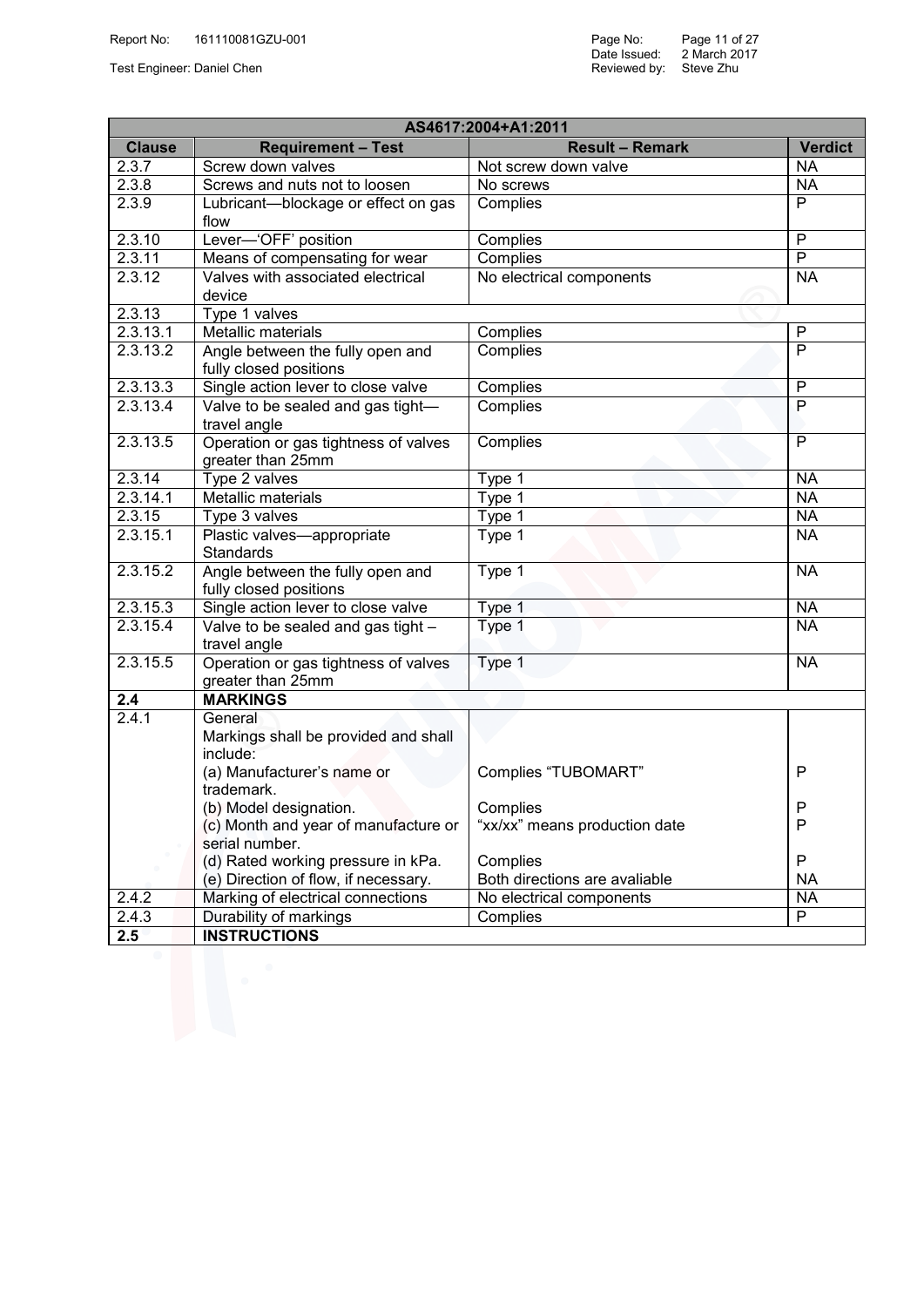| AS4617:2004+A1:2011 | | | |
|---|---|---|---|
| **Clause** | **Requirement – Test** | **Result – Remark** | **Verdict** |
| 2.3.7 | Screw down valves | Not screw down valve | NA |
| 2.3.8 | Screws and nuts not to loosen | No screws | NA |
| 2.3.9 | Lubricant—blockage or effect on gas flow | Complies | P |
| 2.3.10 | Lever—'OFF' position | Complies | P |
| 2.3.11 | Means of compensating for wear | Complies | P |
| 2.3.12 | Valves with associated electrical device | No electrical components | NA |
| 2.3.13 | Type 1 valves | | |
| 2.3.13.1 | Metallic materials | Complies | P |
| 2.3.13.2 | Angle between the fully open and fully closed positions | Complies | P |
| 2.3.13.3 | Single action lever to close valve | Complies | P |
| 2.3.13.4 | Valve to be sealed and gas tight—travel angle | Complies | P |
| 2.3.13.5 | Operation or gas tightness of valves greater than 25mm | Complies | P |
| 2.3.14 | Type 2 valves | Type 1 | NA |
| 2.3.14.1 | Metallic materials | Type 1 | NA |
| 2.3.15 | Type 3 valves | Type 1 | NA |
| 2.3.15.1 | Plastic valves—appropriate Standards | Type 1 | NA |
| 2.3.15.2 | Angle between the fully open and fully closed positions | Type 1 | NA |
| 2.3.15.3 | Single action lever to close valve | Type 1 | NA |
| 2.3.15.4 | Valve to be sealed and gas tight – travel angle | Type 1 | NA |
| 2.3.15.5 | Operation or gas tightness of valves greater than 25mm | Type 1 | NA |
| **2.4** | **MARKINGS** | | |
| 2.4.1 | General<br>Markings shall be provided and shall include:<br>(a) Manufacturer's name or trademark.<br>(b) Model designation.<br>(c) Month and year of manufacture or serial number.<br>(d) Rated working pressure in kPa.<br>(e) Direction of flow, if necessary. | <br><br><br>Complies "TUBOMART"<br><br>Complies<br>"xx/xx" means production date<br><br>Complies<br>Both directions are avaliable | <br><br><br>P<br><br>P<br>P<br><br>P<br>NA |
| 2.4.2 | Marking of electrical connections | No electrical components | NA |
| 2.4.3 | Durability of markings | Complies | P |
| **2.5** | **INSTRUCTIONS** | | |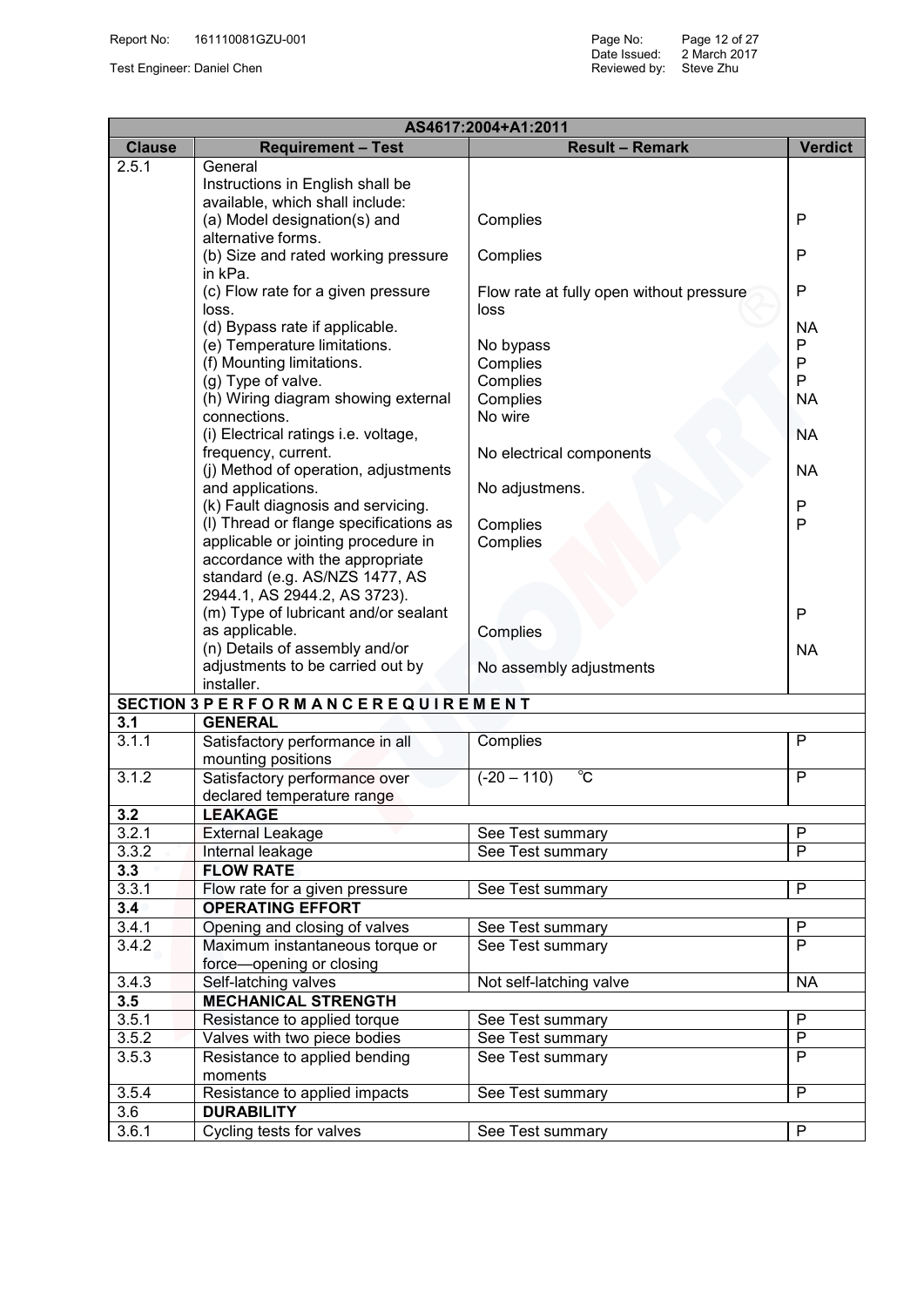| AS4617:2004+A1:2011 | | | |
|---|---|---|---|
| **Clause** | **Requirement – Test** | **Result – Remark** | **Verdict** |
| 2.5.1 | General<br>Instructions in English shall be available, which shall include: | | |
| | (a) Model designation(s) and alternative forms. | Complies | P |
| | (b) Size and rated working pressure in kPa. | Complies | P |
| | (c) Flow rate for a given pressure loss. | Flow rate at fully open without pressure loss | P |
| | (d) Bypass rate if applicable. | No bypass | NA |
| | (e) Temperature limitations. | Complies | P |
| | (f) Mounting limitations. | Complies | P |
| | (g) Type of valve. | Complies | P |
| | (h) Wiring diagram showing external connections. | No wire | NA |
| | (i) Electrical ratings i.e. voltage, frequency, current. | No electrical components | NA |
| | (j) Method of operation, adjustments and applications. | No adjustmens. | NA |
| | (k) Fault diagnosis and servicing. | Complies | P |
| | (l) Thread or flange specifications as applicable or jointing procedure in accordance with the appropriate standard (e.g. AS/NZS 1477, AS 2944.1, AS 2944.2, AS 3723). | Complies | P |
| | (m) Type of lubricant and/or sealant as applicable. | Complies | P |
| | (n) Details of assembly and/or adjustments to be carried out by installer. | No assembly adjustments | NA |
| **SECTION 3 P E R F O R M A N C E R E Q U I R E M E N T** | | | |
| **3.1** | **GENERAL** | | |
| 3.1.1 | Satisfactory performance in all mounting positions | Complies | P |
| 3.1.2 | Satisfactory performance over declared temperature range | (-20 – 110) ℃ | P |
| **3.2** | **LEAKAGE** | | |
| 3.2.1 | External Leakage | See Test summary | P |
| 3.3.2 | Internal leakage | See Test summary | P |
| **3.3** | **FLOW RATE** | | |
| 3.3.1 | Flow rate for a given pressure | See Test summary | P |
| **3.4** | **OPERATING EFFORT** | | |
| 3.4.1 | Opening and closing of valves | See Test summary | P |
| 3.4.2 | Maximum instantaneous torque or force—opening or closing | See Test summary | P |
| 3.4.3 | Self-latching valves | Not self-latching valve | NA |
| **3.5** | **MECHANICAL STRENGTH** | | |
| 3.5.1 | Resistance to applied torque | See Test summary | P |
| 3.5.2 | Valves with two piece bodies | See Test summary | P |
| 3.5.3 | Resistance to applied bending moments | See Test summary | P |
| 3.5.4 | Resistance to applied impacts | See Test summary | P |
| 3.6 | **DURABILITY** | | |
| 3.6.1 | Cycling tests for valves | See Test summary | P |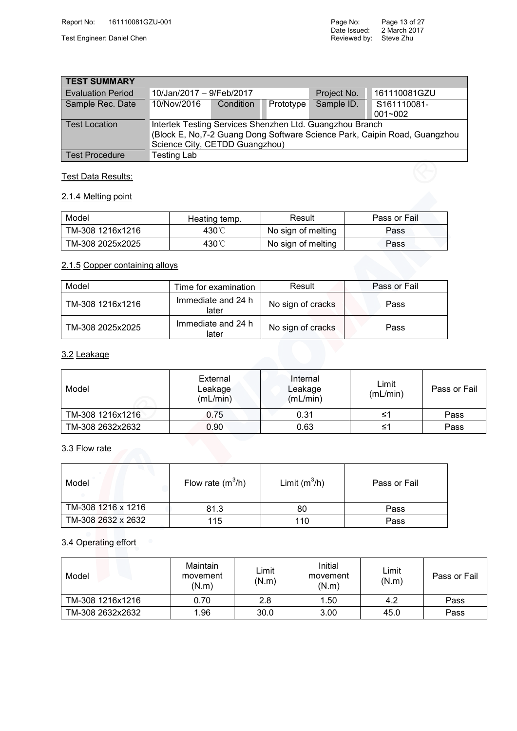| TEST SUMMARY | | | | | |
|---|---|---|---|---|---|
| Evaluation Period | 10/Jan/2017 – 9/Feb/2017 | | | Project No. | 161110081GZU |
| Sample Rec. Date | 10/Nov/2016 | Condition | Prototype | Sample ID. | S161110081-001~002 |
| Test Location | Intertek Testing Services Shenzhen Ltd. Guangzhou Branch (Block E, No,7-2 Guang Dong Software Science Park, Caipin Road, Guangzhou Science City, CETDD Guangzhou) | | | | |
| Test Procedure | Testing Lab | | | | |

Test Data Results:

2.1.4 Melting point

| Model | Heating temp. | Result | Pass or Fail |
|---|---|---|---|
| TM-308 1216x1216 | 430℃ | No sign of melting | Pass |
| TM-308 2025x2025 | 430℃ | No sign of melting | Pass |

2.1.5 Copper containing alloys

| Model | Time for examination | Result | Pass or Fail |
|---|---|---|---|
| TM-308 1216x1216 | Immediate and 24 h later | No sign of cracks | Pass |
| TM-308 2025x2025 | Immediate and 24 h later | No sign of cracks | Pass |

3.2 Leakage

| Model | External Leakage (mL/min) | Internal Leakage (mL/min) | Limit (mL/min) | Pass or Fail |
|---|---|---|---|---|
| TM-308 1216x1216 | 0.75 | 0.31 | ≤1 | Pass |
| TM-308 2632x2632 | 0.90 | 0.63 | ≤1 | Pass |

3.3 Flow rate

| Model | Flow rate ($m^3$/h) | Limit ($m^3$/h) | Pass or Fail |
|---|---|---|---|
| TM-308 1216 x 1216 | 81.3 | 80 | Pass |
| TM-308 2632 x 2632 | 115 | 110 | Pass |

3.4 Operating effort

| Model | Maintain movement (N.m) | Limit (N.m) | Initial movement (N.m) | Limit (N.m) | Pass or Fail |
|---|---|---|---|---|---|
| TM-308 1216x1216 | 0.70 | 2.8 | 1.50 | 4.2 | Pass |
| TM-308 2632x2632 | 1.96 | 30.0 | 3.00 | 45.0 | Pass |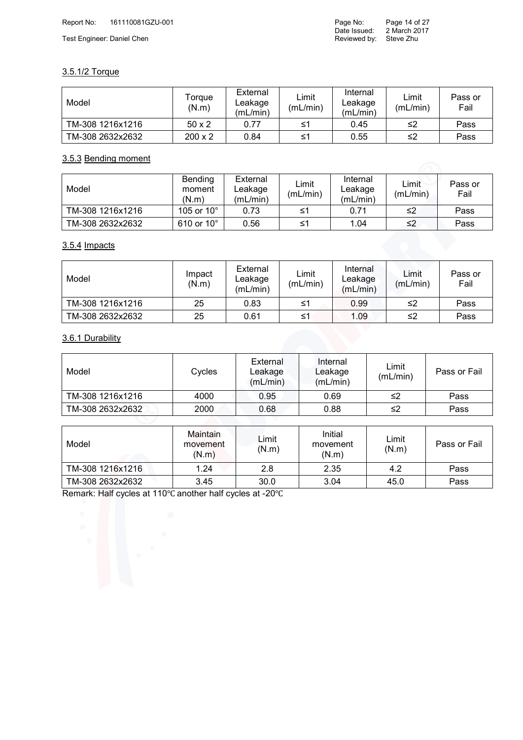### 3.5.1/2 Torque

| Model | Torque (N.m) | External Leakage (mL/min) | Limit (mL/min) | Internal Leakage (mL/min) | Limit (mL/min) | Pass or Fail |
|---|---|---|---|---|---|---|
| TM-308 1216x1216 | 50 x 2 | 0.77 | ≤1 | 0.45 | ≤2 | Pass |
| TM-308 2632x2632 | 200 x 2 | 0.84 | ≤1 | 0.55 | ≤2 | Pass |

### 3.5.3 Bending moment

| Model | Bending moment (N.m) | External Leakage (mL/min) | Limit (mL/min) | Internal Leakage (mL/min) | Limit (mL/min) | Pass or Fail |
|---|---|---|---|---|---|---|
| TM-308 1216x1216 | 105 or 10° | 0.73 | ≤1 | 0.71 | ≤2 | Pass |
| TM-308 2632x2632 | 610 or 10° | 0.56 | ≤1 | 1.04 | ≤2 | Pass |

### 3.5.4 Impacts

| Model | Impact (N.m) | External Leakage (mL/min) | Limit (mL/min) | Internal Leakage (mL/min) | Limit (mL/min) | Pass or Fail |
|---|---|---|---|---|---|---|
| TM-308 1216x1216 | 25 | 0.83 | ≤1 | 0.99 | ≤2 | Pass |
| TM-308 2632x2632 | 25 | 0.61 | ≤1 | 1.09 | ≤2 | Pass |

### 3.6.1 Durability

| Model | Cycles | External Leakage (mL/min) | Internal Leakage (mL/min) | Limit (mL/min) | Pass or Fail |
|---|---|---|---|---|---|
| TM-308 1216x1216 | 4000 | 0.95 | 0.69 | ≤2 | Pass |
| TM-308 2632x2632 | 2000 | 0.68 | 0.88 | ≤2 | Pass |

| Model | Maintain movement (N.m) | Limit (N.m) | Initial movement (N.m) | Limit (N.m) | Pass or Fail |
|---|---|---|---|---|---|
| TM-308 1216x1216 | 1.24 | 2.8 | 2.35 | 4.2 | Pass |
| TM-308 2632x2632 | 3.45 | 30.0 | 3.04 | 45.0 | Pass |

Remark: Half cycles at 110℃ another half cycles at -20℃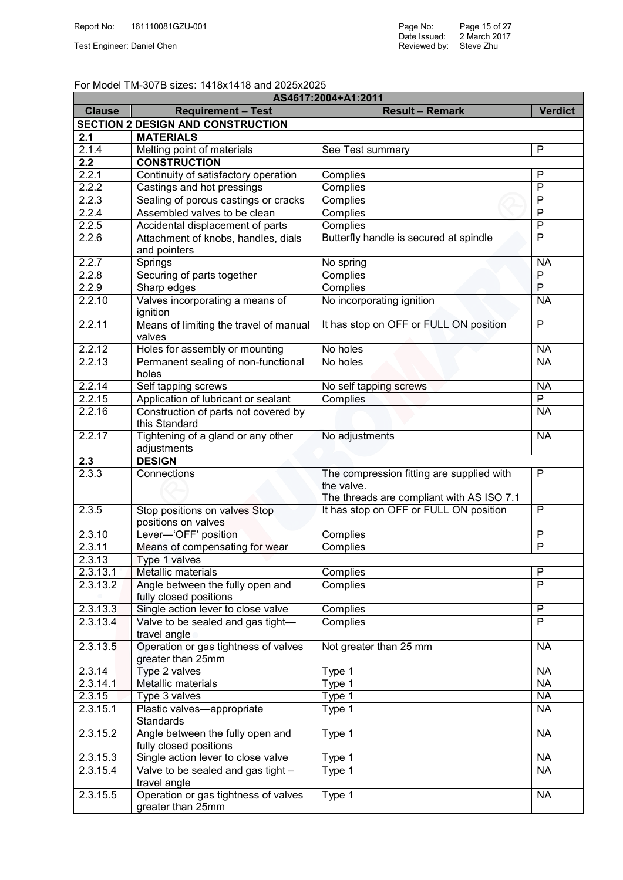For Model TM-307B sizes: 1418x1418 and 2025x2025

| AS4617:2004+A1:2011 | | | |
|---|---|---|---|
| **Clause** | **Requirement – Test** | **Result – Remark** | **Verdict** |
| **SECTION 2 DESIGN AND CONSTRUCTION** | | | |
| **2.1** | **MATERIALS** | | |
| 2.1.4 | Melting point of materials | See Test summary | P |
| **2.2** | **CONSTRUCTION** | | |
| 2.2.1 | Continuity of satisfactory operation | Complies | P |
| 2.2.2 | Castings and hot pressings | Complies | P |
| 2.2.3 | Sealing of porous castings or cracks | Complies | P |
| 2.2.4 | Assembled valves to be clean | Complies | P |
| 2.2.5 | Accidental displacement of parts | Complies | P |
| 2.2.6 | Attachment of knobs, handles, dials and pointers | Butterfly handle is secured at spindle | P |
| 2.2.7 | Springs | No spring | NA |
| 2.2.8 | Securing of parts together | Complies | P |
| 2.2.9 | Sharp edges | Complies | P |
| 2.2.10 | Valves incorporating a means of ignition | No incorporating ignition | NA |
| 2.2.11 | Means of limiting the travel of manual valves | It has stop on OFF or FULL ON position | P |
| 2.2.12 | Holes for assembly or mounting | No holes | NA |
| 2.2.13 | Permanent sealing of non-functional holes | No holes | NA |
| 2.2.14 | Self tapping screws | No self tapping screws | NA |
| 2.2.15 | Application of lubricant or sealant | Complies | P |
| 2.2.16 | Construction of parts not covered by this Standard | | NA |
| 2.2.17 | Tightening of a gland or any other adjustments | No adjustments | NA |
| **2.3** | **DESIGN** | | |
| 2.3.3 | Connections | The compression fitting are supplied with the valve.<br>The threads are compliant with AS ISO 7.1 | P |
| 2.3.5 | Stop positions on valves Stop positions on valves | It has stop on OFF or FULL ON position | P |
| 2.3.10 | Lever—'OFF' position | Complies | P |
| 2.3.11 | Means of compensating for wear | Complies | P |
| 2.3.13 | Type 1 valves | | |
| 2.3.13.1 | Metallic materials | Complies | P |
| 2.3.13.2 | Angle between the fully open and fully closed positions | Complies | P |
| 2.3.13.3 | Single action lever to close valve | Complies | P |
| 2.3.13.4 | Valve to be sealed and gas tight—travel angle | Complies | P |
| 2.3.13.5 | Operation or gas tightness of valves greater than 25mm | Not greater than 25 mm | NA |
| 2.3.14 | Type 2 valves | Type 1 | NA |
| 2.3.14.1 | Metallic materials | Type 1 | NA |
| 2.3.15 | Type 3 valves | Type 1 | NA |
| 2.3.15.1 | Plastic valves—appropriate Standards | Type 1 | NA |
| 2.3.15.2 | Angle between the fully open and fully closed positions | Type 1 | NA |
| 2.3.15.3 | Single action lever to close valve | Type 1 | NA |
| 2.3.15.4 | Valve to be sealed and gas tight – travel angle | Type 1 | NA |
| 2.3.15.5 | Operation or gas tightness of valves greater than 25mm | Type 1 | NA |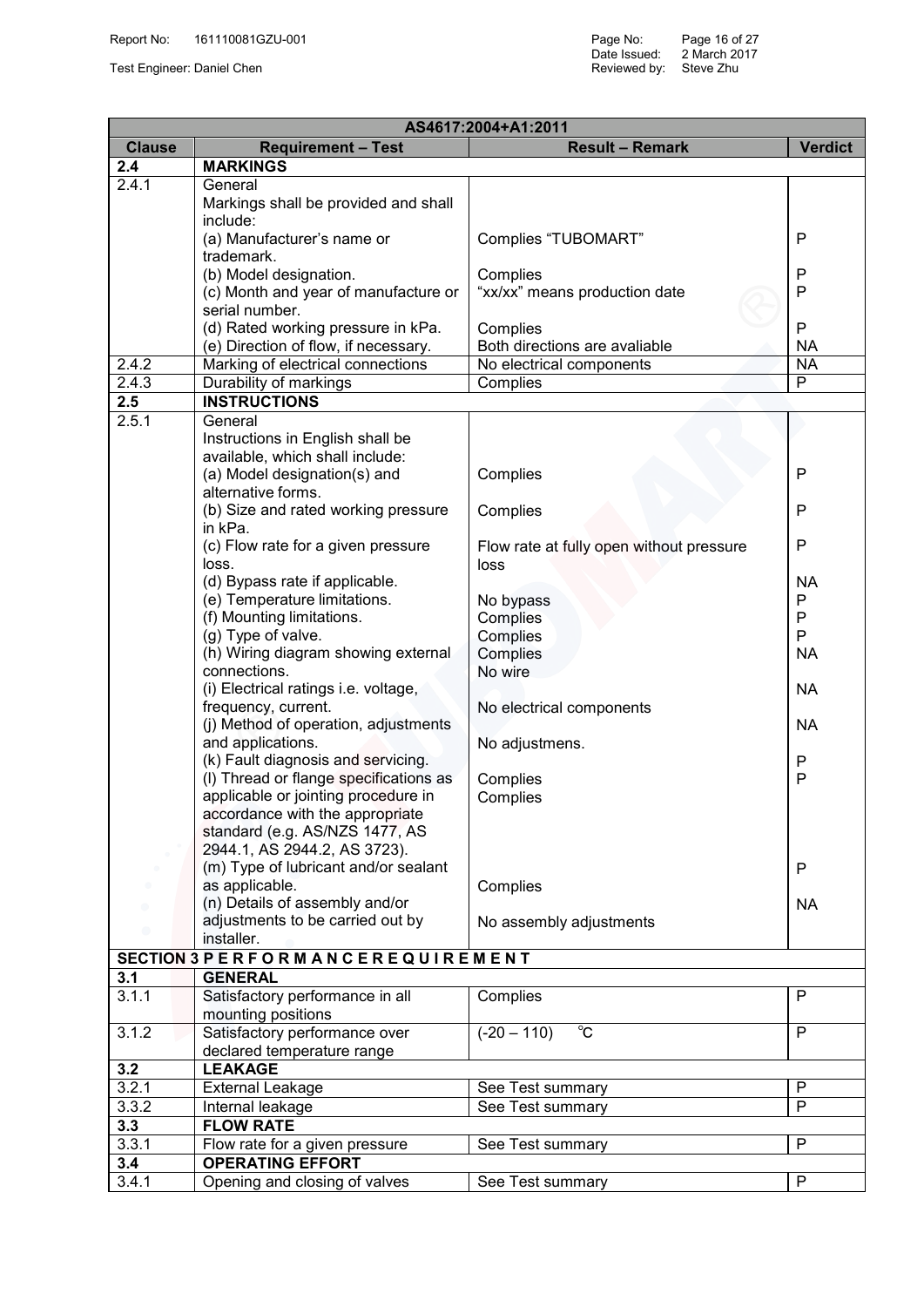| Clause | Requirement – Test | Result – Remark | Verdict |
|---|---|---|---|
| AS4617:2004+A1:2011 | | | |
| **2.4** | **MARKINGS** | | |
| 2.4.1 | General<br>Markings shall be provided and shall include: | | |
| | (a) Manufacturer's name or trademark. | Complies "TUBOMART" | P |
| | (b) Model designation. | Complies | P |
| | (c) Month and year of manufacture or serial number. | "xx/xx" means production date | P |
| | (d) Rated working pressure in kPa. | Complies | P |
| | (e) Direction of flow, if necessary. | Both directions are avaliable | NA |
| 2.4.2 | Marking of electrical connections | No electrical components | NA |
| 2.4.3 | Durability of markings | Complies | P |
| **2.5** | **INSTRUCTIONS** | | |
| 2.5.1 | General<br>Instructions in English shall be available, which shall include: | | |
| | (a) Model designation(s) and alternative forms. | Complies | P |
| | (b) Size and rated working pressure in kPa. | Complies | P |
| | (c) Flow rate for a given pressure loss. | Flow rate at fully open without pressure loss | P |
| | (d) Bypass rate if applicable. | No bypass | NA |
| | (e) Temperature limitations. | Complies | P |
| | (f) Mounting limitations. | Complies | P |
| | (g) Type of valve. | Complies | P |
| | (h) Wiring diagram showing external connections. | No wire | NA |
| | (i) Electrical ratings i.e. voltage, frequency, current. | No electrical components | NA |
| | (j) Method of operation, adjustments and applications. | No adjustmens. | NA |
| | (k) Fault diagnosis and servicing. | Complies | P |
| | (l) Thread or flange specifications as applicable or jointing procedure in accordance with the appropriate standard (e.g. AS/NZS 1477, AS 2944.1, AS 2944.2, AS 3723). | Complies | P |
| | (m) Type of lubricant and/or sealant as applicable. | Complies | P |
| | (n) Details of assembly and/or adjustments to be carried out by installer. | No assembly adjustments | NA |
| **SECTION 3 P E R F O R M A N C E R E Q U I R E M E N T** | | | |
| **3.1** | **GENERAL** | | |
| 3.1.1 | Satisfactory performance in all mounting positions | Complies | P |
| 3.1.2 | Satisfactory performance over declared temperature range | (-20 – 110) ℃ | P |
| **3.2** | **LEAKAGE** | | |
| 3.2.1 | External Leakage | See Test summary | P |
| 3.3.2 | Internal leakage | See Test summary | P |
| **3.3** | **FLOW RATE** | | |
| 3.3.1 | Flow rate for a given pressure | See Test summary | P |
| **3.4** | **OPERATING EFFORT** | | |
| 3.4.1 | Opening and closing of valves | See Test summary | P |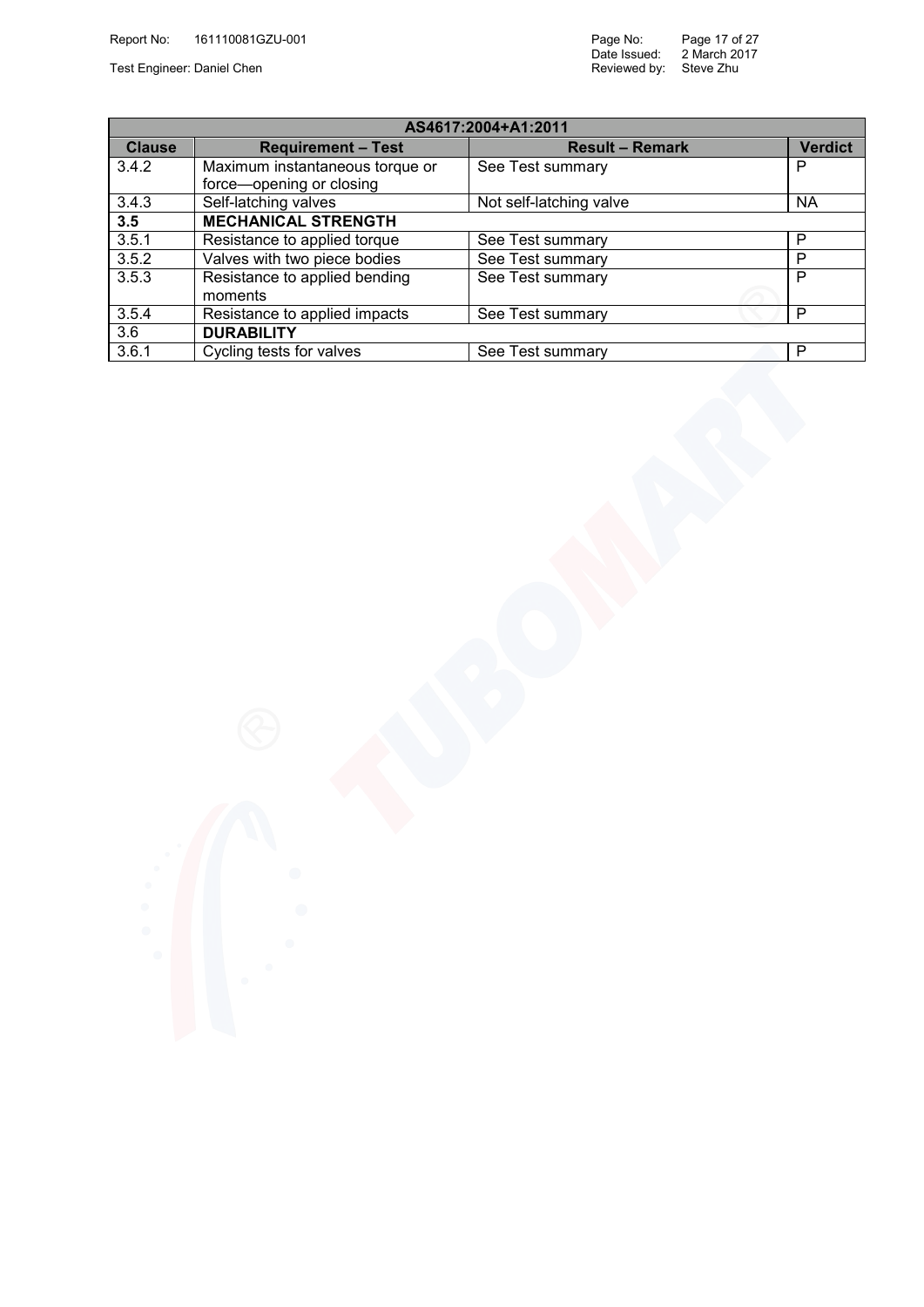| AS4617:2004+A1:2011 | | | |
|---|---|---|---|
| **Clause** | **Requirement – Test** | **Result – Remark** | **Verdict** |
| 3.4.2 | Maximum instantaneous torque or force—opening or closing | See Test summary | P |
| 3.4.3 | Self-latching valves | Not self-latching valve | NA |
| **3.5** | **MECHANICAL STRENGTH** | | |
| 3.5.1 | Resistance to applied torque | See Test summary | P |
| 3.5.2 | Valves with two piece bodies | See Test summary | P |
| 3.5.3 | Resistance to applied bending moments | See Test summary | P |
| 3.5.4 | Resistance to applied impacts | See Test summary | P |
| 3.6 | **DURABILITY** | | |
| 3.6.1 | Cycling tests for valves | See Test summary | P |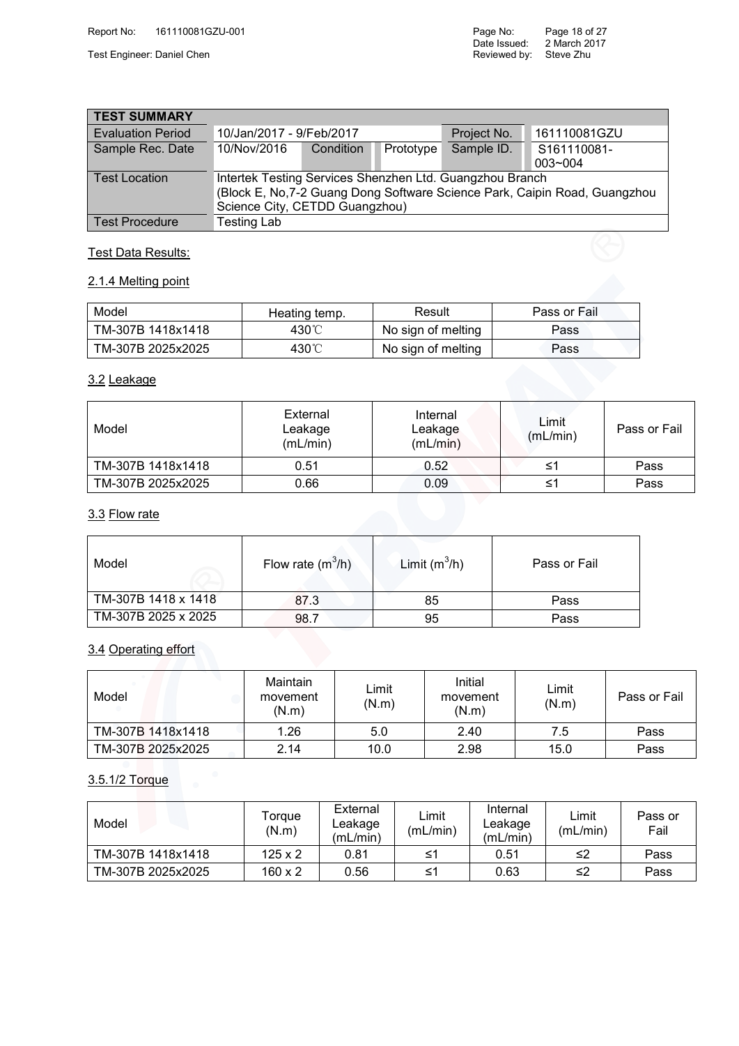| TEST SUMMARY | | | | | |
|---|---|---|---|---|---|
| Evaluation Period | 10/Jan/2017 - 9/Feb/2017 | | | Project No. | 161110081GZU |
| Sample Rec. Date | 10/Nov/2016 | Condition | Prototype | Sample ID. | S161110081-003~004 |
| Test Location | Intertek Testing Services Shenzhen Ltd. Guangzhou Branch (Block E, No,7-2 Guang Dong Software Science Park, Caipin Road, Guangzhou Science City, CETDD Guangzhou) | | | | |
| Test Procedure | Testing Lab | | | | |

Test Data Results:

2.1.4 Melting point

| Model | Heating temp. | Result | Pass or Fail |
|---|---|---|---|
| TM-307B 1418x1418 | 430℃ | No sign of melting | Pass |
| TM-307B 2025x2025 | 430℃ | No sign of melting | Pass |

3.2 Leakage

| Model | External Leakage (mL/min) | Internal Leakage (mL/min) | Limit (mL/min) | Pass or Fail |
|---|---|---|---|---|
| TM-307B 1418x1418 | 0.51 | 0.52 | ≤1 | Pass |
| TM-307B 2025x2025 | 0.66 | 0.09 | ≤1 | Pass |

3.3 Flow rate

| Model | Flow rate ($m^3/h$) | Limit ($m^3/h$) | Pass or Fail |
|---|---|---|---|
| TM-307B 1418 x 1418 | 87.3 | 85 | Pass |
| TM-307B 2025 x 2025 | 98.7 | 95 | Pass |

3.4 Operating effort

| Model | Maintain movement (N.m) | Limit (N.m) | Initial movement (N.m) | Limit (N.m) | Pass or Fail |
|---|---|---|---|---|---|
| TM-307B 1418x1418 | 1.26 | 5.0 | 2.40 | 7.5 | Pass |
| TM-307B 2025x2025 | 2.14 | 10.0 | 2.98 | 15.0 | Pass |

3.5.1/2 Torque

| Model | Torque (N.m) | External Leakage (mL/min) | Limit (mL/min) | Internal Leakage (mL/min) | Limit (mL/min) | Pass or Fail |
|---|---|---|---|---|---|---|
| TM-307B 1418x1418 | 125 x 2 | 0.81 | ≤1 | 0.51 | ≤2 | Pass |
| TM-307B 2025x2025 | 160 x 2 | 0.56 | ≤1 | 0.63 | ≤2 | Pass |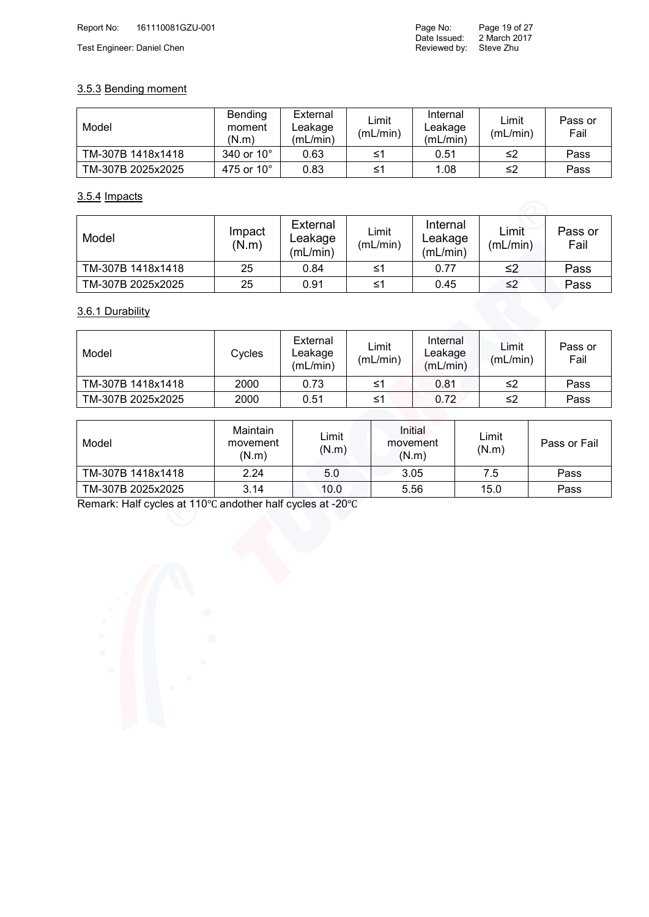### 3.5.3 Bending moment

| Model | Bending moment (N.m) | External Leakage (mL/min) | Limit (mL/min) | Internal Leakage (mL/min) | Limit (mL/min) | Pass or Fail |
|---|---|---|---|---|---|---|
| TM-307B 1418x1418 | 340 or 10° | 0.63 | ≤1 | 0.51 | ≤2 | Pass |
| TM-307B 2025x2025 | 475 or 10° | 0.83 | ≤1 | 1.08 | ≤2 | Pass |

### 3.5.4 Impacts

| Model | Impact (N.m) | External Leakage (mL/min) | Limit (mL/min) | Internal Leakage (mL/min) | Limit (mL/min) | Pass or Fail |
|---|---|---|---|---|---|---|
| TM-307B 1418x1418 | 25 | 0.84 | ≤1 | 0.77 | ≤2 | Pass |
| TM-307B 2025x2025 | 25 | 0.91 | ≤1 | 0.45 | ≤2 | Pass |

### 3.6.1 Durability

| Model | Cycles | External Leakage (mL/min) | Limit (mL/min) | Internal Leakage (mL/min) | Limit (mL/min) | Pass or Fail |
|---|---|---|---|---|---|---|
| TM-307B 1418x1418 | 2000 | 0.73 | ≤1 | 0.81 | ≤2 | Pass |
| TM-307B 2025x2025 | 2000 | 0.51 | ≤1 | 0.72 | ≤2 | Pass |

| Model | Maintain movement (N.m) | Limit (N.m) | Initial movement (N.m) | Limit (N.m) | Pass or Fail |
|---|---|---|---|---|---|
| TM-307B 1418x1418 | 2.24 | 5.0 | 3.05 | 7.5 | Pass |
| TM-307B 2025x2025 | 3.14 | 10.0 | 5.56 | 15.0 | Pass |

Remark: Half cycles at 110℃ andother half cycles at -20℃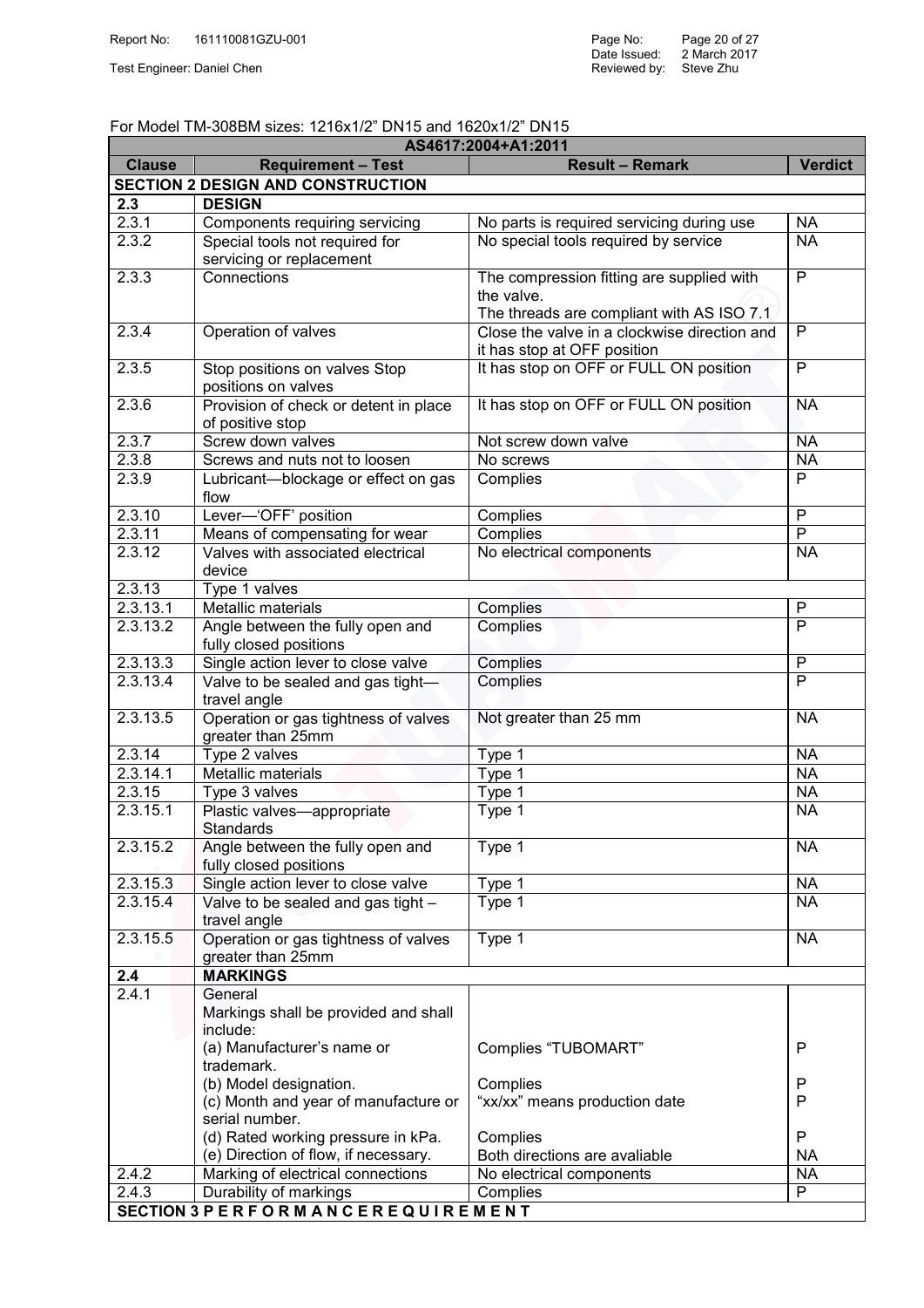For Model TM-308BM sizes: 1216x1/2" DN15 and 1620x1/2" DN15

| AS4617:2004+A1:2011 | | | |
|---|---|---|---|
| **Clause** | **Requirement – Test** | **Result – Remark** | **Verdict** |
| **SECTION 2 DESIGN AND CONSTRUCTION** | | | |
| **2.3** | **DESIGN** | | |
| 2.3.1 | Components requiring servicing | No parts is required servicing during use | NA |
| 2.3.2 | Special tools not required for servicing or replacement | No special tools required by service | NA |
| 2.3.3 | Connections | The compression fitting are supplied with the valve.<br>The threads are compliant with AS ISO 7.1 | P |
| 2.3.4 | Operation of valves | Close the valve in a clockwise direction and it has stop at OFF position | P |
| 2.3.5 | Stop positions on valves Stop positions on valves | It has stop on OFF or FULL ON position | P |
| 2.3.6 | Provision of check or detent in place of positive stop | It has stop on OFF or FULL ON position | NA |
| 2.3.7 | Screw down valves | Not screw down valve | NA |
| 2.3.8 | Screws and nuts not to loosen | No screws | NA |
| 2.3.9 | Lubricant—blockage or effect on gas flow | Complies | P |
| 2.3.10 | Lever—'OFF' position | Complies | P |
| 2.3.11 | Means of compensating for wear | Complies | P |
| 2.3.12 | Valves with associated electrical device | No electrical components | NA |
| 2.3.13 | Type 1 valves | | |
| 2.3.13.1 | Metallic materials | Complies | P |
| 2.3.13.2 | Angle between the fully open and fully closed positions | Complies | P |
| 2.3.13.3 | Single action lever to close valve | Complies | P |
| 2.3.13.4 | Valve to be sealed and gas tight—travel angle | Complies | P |
| 2.3.13.5 | Operation or gas tightness of valves greater than 25mm | Not greater than 25 mm | NA |
| 2.3.14 | Type 2 valves | Type 1 | NA |
| 2.3.14.1 | Metallic materials | Type 1 | NA |
| 2.3.15 | Type 3 valves | Type 1 | NA |
| 2.3.15.1 | Plastic valves—appropriate Standards | Type 1 | NA |
| 2.3.15.2 | Angle between the fully open and fully closed positions | Type 1 | NA |
| 2.3.15.3 | Single action lever to close valve | Type 1 | NA |
| 2.3.15.4 | Valve to be sealed and gas tight – travel angle | Type 1 | NA |
| 2.3.15.5 | Operation or gas tightness of valves greater than 25mm | Type 1 | NA |
| **2.4** | **MARKINGS** | | |
| 2.4.1 | General<br>Markings shall be provided and shall include:<br>(a) Manufacturer's name or trademark.<br>(b) Model designation.<br>(c) Month and year of manufacture or serial number.<br>(d) Rated working pressure in kPa.<br>(e) Direction of flow, if necessary. | <br><br>Complies "TUBOMART"<br>Complies<br>"xx/xx" means production date<br>Complies<br>Both directions are avaliable | <br><br>P<br>P<br>P<br>P<br>NA |
| 2.4.2 | Marking of electrical connections | No electrical components | NA |
| 2.4.3 | Durability of markings | Complies | P |
| **SECTION 3 P E R F O R M A N C E R E Q U I R E M E N T** | | | |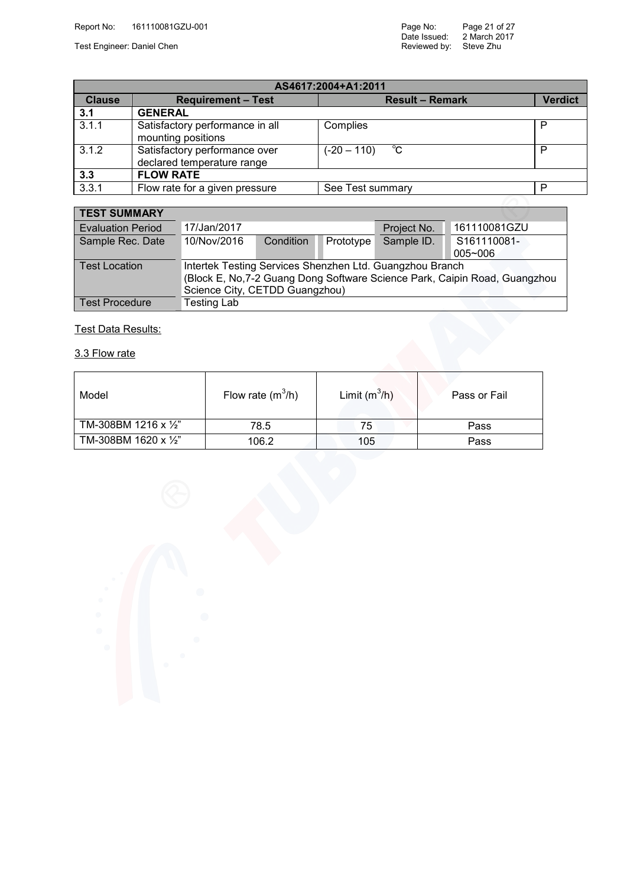| AS4617:2004+A1:2011 | | | |
|---|---|---|---|
| **Clause** | **Requirement – Test** | **Result – Remark** | **Verdict** |
| **3.1** | **GENERAL** | | |
| 3.1.1 | Satisfactory performance in all mounting positions | Complies | P |
| 3.1.2 | Satisfactory performance over declared temperature range | (-20 – 110) ℃ | P |
| **3.3** | **FLOW RATE** | | |
| 3.3.1 | Flow rate for a given pressure | See Test summary | P |

| **TEST SUMMARY** | | | | | |
|---|---|---|---|---|---|
| Evaluation Period | 17/Jan/2017 | | | Project No. | 161110081GZU |
| Sample Rec. Date | 10/Nov/2016 | Condition | Prototype | Sample ID. | S161110081-005~006 |
| Test Location | Intertek Testing Services Shenzhen Ltd. Guangzhou Branch (Block E, No,7-2 Guang Dong Software Science Park, Caipin Road, Guangzhou Science City, CETDD Guangzhou) | | | | |
| Test Procedure | Testing Lab | | | | |

Test Data Results:

3.3 Flow rate

| Model | Flow rate ($m^3$/h) | Limit ($m^3$/h) | Pass or Fail |
|---|---|---|---|
| TM-308BM 1216 x ½” | 78.5 | 75 | Pass |
| TM-308BM 1620 x ½” | 106.2 | 105 | Pass |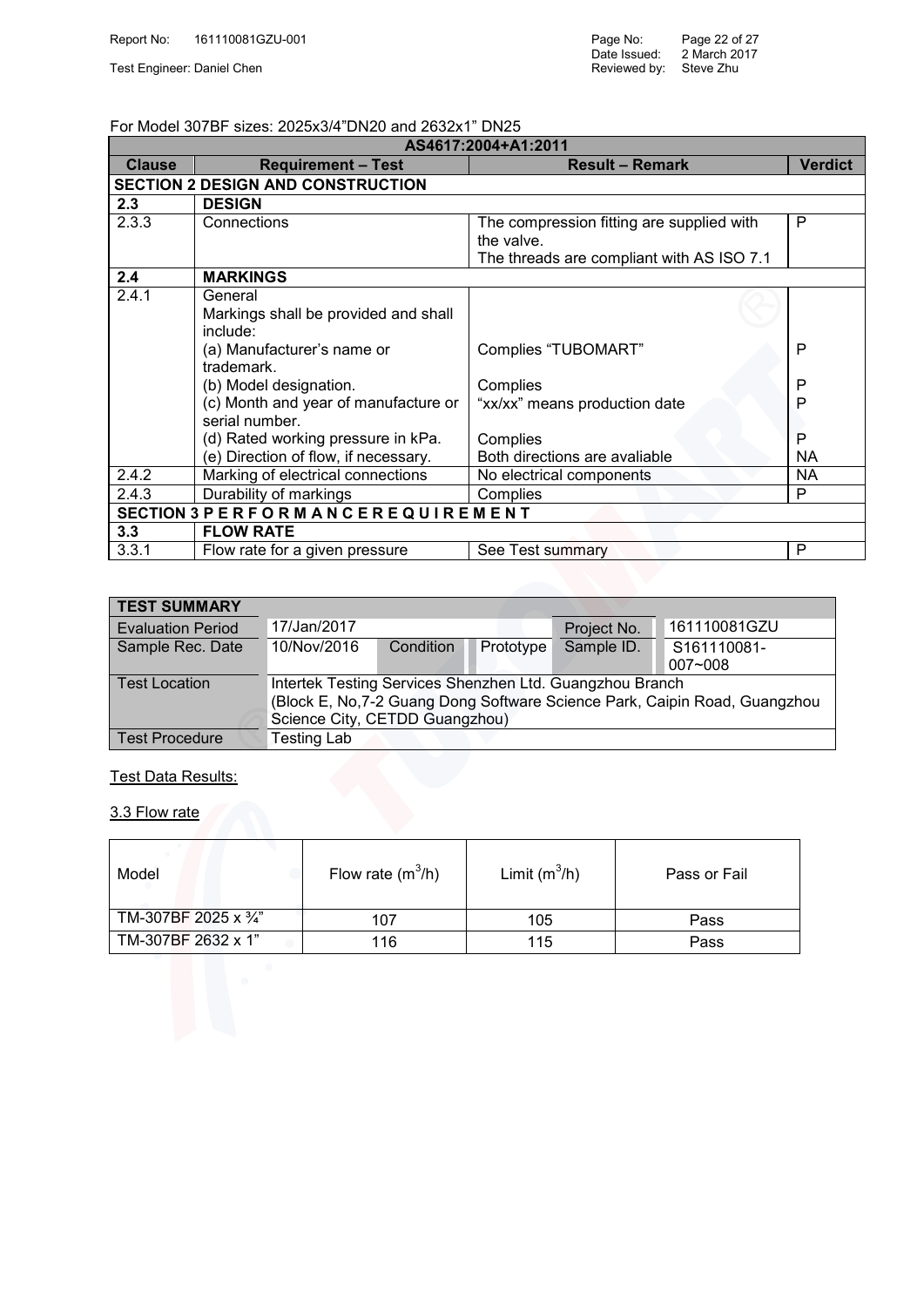For Model 307BF sizes: 2025x3/4"DN20 and 2632x1" DN25

| AS4617:2004+A1:2011 | | | |
|---|---|---|---|
| **Clause** | **Requirement – Test** | **Result – Remark** | **Verdict** |
| **SECTION 2 DESIGN AND CONSTRUCTION** | | | |
| **2.3** | **DESIGN** | | |
| 2.3.3 | Connections | The compression fitting are supplied with the valve.<br>The threads are compliant with AS ISO 7.1 | P |
| **2.4** | **MARKINGS** | | |
| 2.4.1 | General<br>Markings shall be provided and shall include:<br>(a) Manufacturer's name or trademark.<br>(b) Model designation.<br>(c) Month and year of manufacture or serial number.<br>(d) Rated working pressure in kPa.<br>(e) Direction of flow, if necessary. | <br><br>Complies "TUBOMART"<br>Complies<br>"xx/xx" means production date<br>Complies<br>Both directions are avaliable | <br><br>P<br>P<br>P<br>P<br>NA |
| 2.4.2 | Marking of electrical connections | No electrical components | NA |
| 2.4.3 | Durability of markings | Complies | P |
| **SECTION 3 P E R F O R M A N C E R E Q U I R E M E N T** | | | |
| **3.3** | **FLOW RATE** | | |
| 3.3.1 | Flow rate for a given pressure | See Test summary | P |

| **TEST SUMMARY** | | | | | |
|---|---|---|---|---|---|
| Evaluation Period | 17/Jan/2017 | | | Project No. | 161110081GZU |
| Sample Rec. Date | 10/Nov/2016 | Condition | Prototype | Sample ID. | S161110081-007~008 |
| Test Location | Intertek Testing Services Shenzhen Ltd. Guangzhou Branch<br>(Block E, No,7-2 Guang Dong Software Science Park, Caipin Road, Guangzhou Science City, CETDD Guangzhou) | | | | |
| Test Procedure | Testing Lab | | | | |

Test Data Results:

3.3 Flow rate

| Model | Flow rate ($m^3/h$) | Limit ($m^3/h$) | Pass or Fail |
|---|---|---|---|
| TM-307BF 2025 x ¾" | 107 | 105 | Pass |
| TM-307BF 2632 x 1" | 116 | 115 | Pass |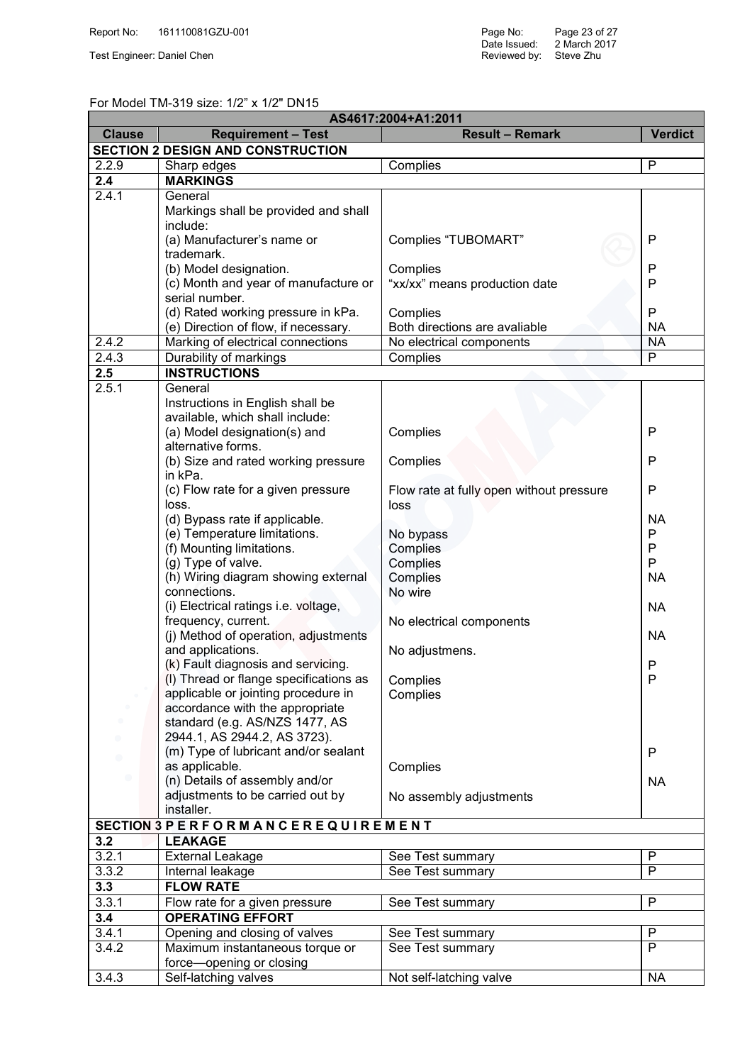For Model TM-319 size: 1/2" x 1/2" DN15

| AS4617:2004+A1:2011 | | | |
|---|---|---|---|
| **Clause** | **Requirement – Test** | **Result – Remark** | **Verdict** |
| **SECTION 2 DESIGN AND CONSTRUCTION** | | | |
| 2.2.9 | Sharp edges | Complies | P |
| **2.4** | **MARKINGS** | | |
| 2.4.1 | General<br>Markings shall be provided and shall include:<br>(a) Manufacturer's name or trademark.<br>(b) Model designation.<br>(c) Month and year of manufacture or serial number.<br>(d) Rated working pressure in kPa.<br>(e) Direction of flow, if necessary. | <br><br><br>Complies "TUBOMART"<br><br>Complies<br>"xx/xx" means production date<br><br>Complies<br>Both directions are avaliable | <br><br><br>P<br><br>P<br>P<br><br>P<br>NA |
| 2.4.2 | Marking of electrical connections | No electrical components | NA |
| 2.4.3 | Durability of markings | Complies | P |
| **2.5** | **INSTRUCTIONS** | | |
| 2.5.1 | General<br>Instructions in English shall be available, which shall include:<br>(a) Model designation(s) and alternative forms.<br>(b) Size and rated working pressure in kPa.<br>(c) Flow rate for a given pressure loss.<br>(d) Bypass rate if applicable.<br>(e) Temperature limitations.<br>(f) Mounting limitations.<br>(g) Type of valve.<br>(h) Wiring diagram showing external connections.<br>(i) Electrical ratings i.e. voltage, frequency, current.<br>(j) Method of operation, adjustments and applications.<br>(k) Fault diagnosis and servicing.<br>(l) Thread or flange specifications as applicable or jointing procedure in accordance with the appropriate standard (e.g. AS/NZS 1477, AS 2944.1, AS 2944.2, AS 3723).<br>(m) Type of lubricant and/or sealant as applicable.<br>(n) Details of assembly and/or adjustments to be carried out by installer. | <br><br><br>Complies<br><br>Complies<br><br>Flow rate at fully open without pressure loss<br><br>No bypass<br>Complies<br>Complies<br>Complies<br>No wire<br><br>No electrical components<br><br>No adjustmens.<br><br>Complies<br>Complies<br><br><br><br>Complies<br><br>No assembly adjustments | <br><br><br>P<br><br>P<br><br>P<br><br>NA<br>P<br>P<br>P<br>NA<br><br>NA<br><br>NA<br><br>P<br>P<br><br><br><br>P<br><br>NA |
| **SECTION 3 PERFORMANCE REQUIREMENT** | | | |
| **3.2** | **LEAKAGE** | | |
| 3.2.1 | External Leakage | See Test summary | P |
| 3.3.2 | Internal leakage | See Test summary | P |
| **3.3** | **FLOW RATE** | | |
| 3.3.1 | Flow rate for a given pressure | See Test summary | P |
| **3.4** | **OPERATING EFFORT** | | |
| 3.4.1 | Opening and closing of valves | See Test summary | P |
| 3.4.2 | Maximum instantaneous torque or force—opening or closing | See Test summary | P |
| 3.4.3 | Self-latching valves | Not self-latching valve | NA |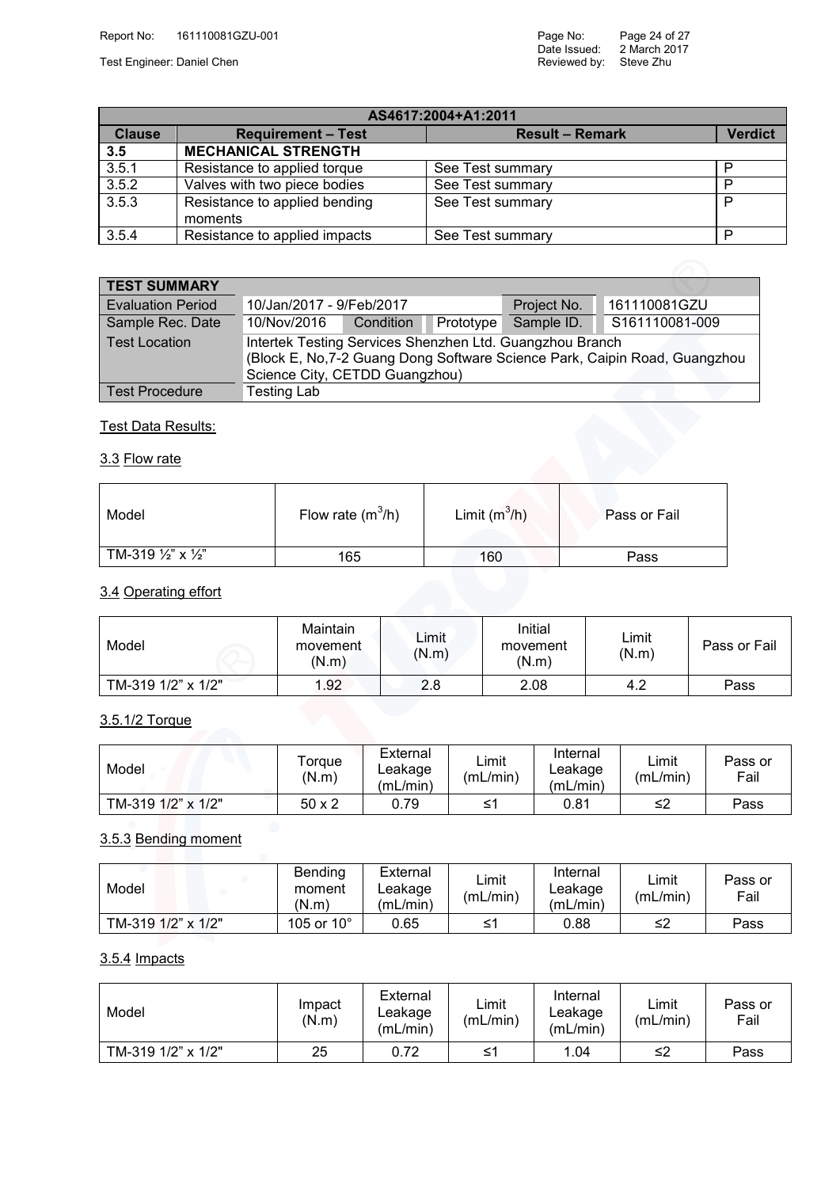| AS4617:2004+A1:2011 | | | |
|---|---|---|---|
| **Clause** | **Requirement – Test** | **Result – Remark** | **Verdict** |
| **3.5** | **MECHANICAL STRENGTH** | | |
| 3.5.1 | Resistance to applied torque | See Test summary | P |
| 3.5.2 | Valves with two piece bodies | See Test summary | P |
| 3.5.3 | Resistance to applied bending moments | See Test summary | P |
| 3.5.4 | Resistance to applied impacts | See Test summary | P |

| **TEST SUMMARY** | | | | | |
|---|---|---|---|---|---|
| Evaluation Period | 10/Jan/2017 - 9/Feb/2017 | | | Project No. | 161110081GZU |
| Sample Rec. Date | 10/Nov/2016 | Condition | Prototype | Sample ID. | S161110081-009 |
| Test Location | Intertek Testing Services Shenzhen Ltd. Guangzhou Branch (Block E, No,7-2 Guang Dong Software Science Park, Caipin Road, Guangzhou Science City, CETDD Guangzhou) | | | | |
| Test Procedure | Testing Lab | | | | |

Test Data Results:

3.3 Flow rate

| Model | Flow rate ($m^3$/h) | Limit ($m^3$/h) | Pass or Fail |
|---|---|---|---|
| TM-319 ½" x ½" | 165 | 160 | Pass |

3.4 Operating effort

| Model | Maintain movement (N.m) | Limit (N.m) | Initial movement (N.m) | Limit (N.m) | Pass or Fail |
|---|---|---|---|---|---|
| TM-319 1/2" x 1/2" | 1.92 | 2.8 | 2.08 | 4.2 | Pass |

3.5.1/2 Torque

| Model | Torque (N.m) | External Leakage (mL/min) | Limit (mL/min) | Internal Leakage (mL/min) | Limit (mL/min) | Pass or Fail |
|---|---|---|---|---|---|---|
| TM-319 1/2" x 1/2" | 50 x 2 | 0.79 | ≤1 | 0.81 | ≤2 | Pass |

3.5.3 Bending moment

| Model | Bending moment (N.m) | External Leakage (mL/min) | Limit (mL/min) | Internal Leakage (mL/min) | Limit (mL/min) | Pass or Fail |
|---|---|---|---|---|---|---|
| TM-319 1/2" x 1/2" | 105 or 10° | 0.65 | ≤1 | 0.88 | ≤2 | Pass |

3.5.4 Impacts

| Model | Impact (N.m) | External Leakage (mL/min) | Limit (mL/min) | Internal Leakage (mL/min) | Limit (mL/min) | Pass or Fail |
|---|---|---|---|---|---|---|
| TM-319 1/2" x 1/2" | 25 | 0.72 | ≤1 | 1.04 | ≤2 | Pass |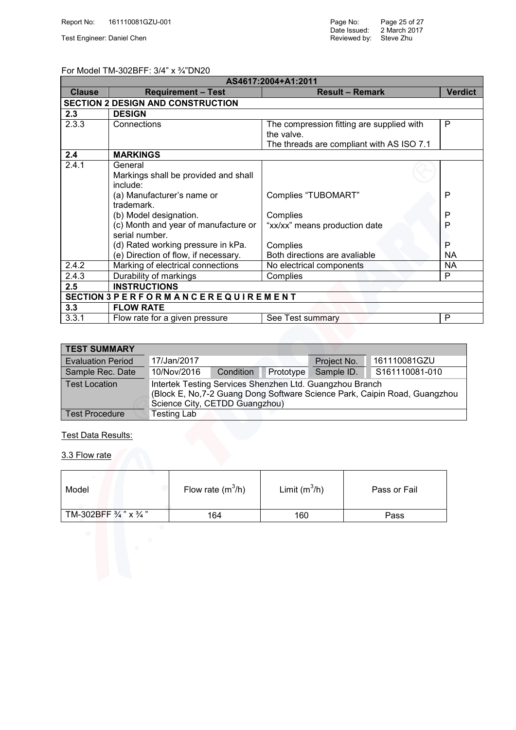For Model TM-302BFF: 3/4" x ¾"DN20

| AS4617:2004+A1:2011 | | | |
|---|---|---|---|
| **Clause** | **Requirement – Test** | **Result – Remark** | **Verdict** |
| **SECTION 2 DESIGN AND CONSTRUCTION** | | | |
| **2.3** | **DESIGN** | | |
| 2.3.3 | Connections | The compression fitting are supplied with the valve.<br>The threads are compliant with AS ISO 7.1 | P |
| **2.4** | **MARKINGS** | | |
| 2.4.1 | General<br>Markings shall be provided and shall include:<br>(a) Manufacturer's name or trademark.<br>(b) Model designation.<br>(c) Month and year of manufacture or serial number.<br>(d) Rated working pressure in kPa.<br>(e) Direction of flow, if necessary. | <br><br><br>Complies "TUBOMART"<br>Complies<br>"xx/xx" means production date<br>Complies<br>Both directions are avaliable | <br><br><br>P<br>P<br>P<br>P<br>NA |
| 2.4.2 | Marking of electrical connections | No electrical components | NA |
| 2.4.3 | Durability of markings | Complies | P |
| **2.5** | **INSTRUCTIONS** | | |
| **SECTION 3 P E R F O R M A N C E R E Q U I R E M E N T** | | | |
| **3.3** | **FLOW RATE** | | |
| 3.3.1 | Flow rate for a given pressure | See Test summary | P |

| **TEST SUMMARY** | | | | | |
|---|---|---|---|---|---|
| Evaluation Period | 17/Jan/2017 | | | Project No. | 161110081GZU |
| Sample Rec. Date | 10/Nov/2016 | Condition | Prototype | Sample ID. | S161110081-010 |
| Test Location | Intertek Testing Services Shenzhen Ltd. Guangzhou Branch (Block E, No,7-2 Guang Dong Software Science Park, Caipin Road, Guangzhou Science City, CETDD Guangzhou) | | | | |
| Test Procedure | Testing Lab | | | | |

Test Data Results:

3.3 Flow rate

| Model | Flow rate ($m^3/h$) | Limit ($m^3/h$) | Pass or Fail |
|---|---|---|---|
| TM-302BFF ¾ " x ¾ " | 164 | 160 | Pass |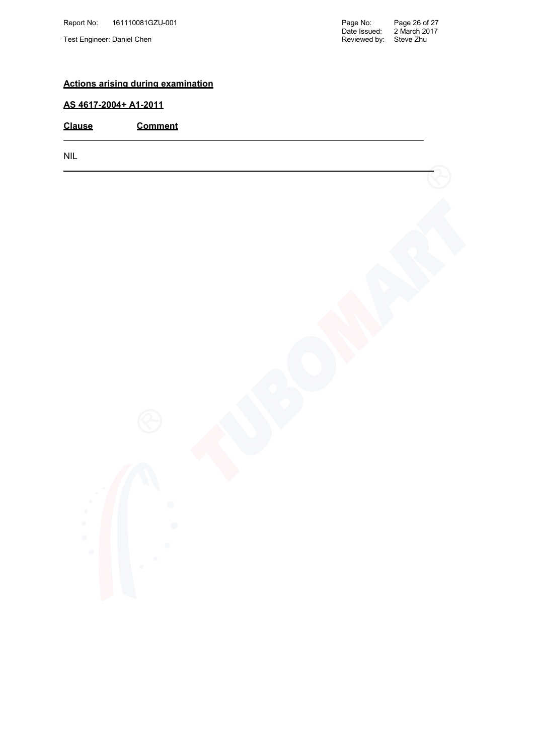**Actions arising during examination**

**AS 4617-2004+ A1-2011**

| Clause | Comment |
|---|---|
| NIL | |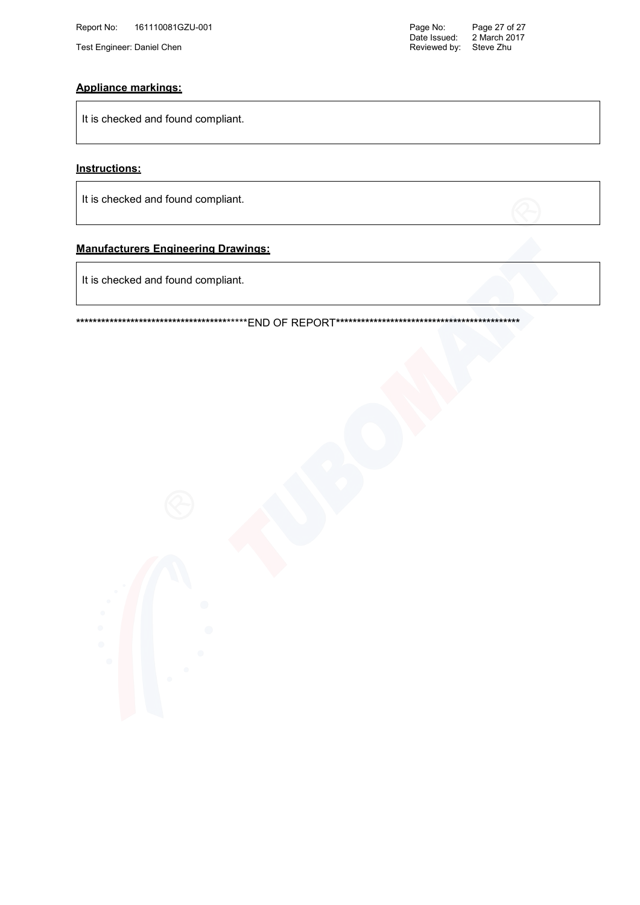**Appliance markings:**

It is checked and found compliant.

**Instructions:**

It is checked and found compliant.

**Manufacturers Engineering Drawings:**

It is checked and found compliant.

******************************************END OF REPORT*********************************************